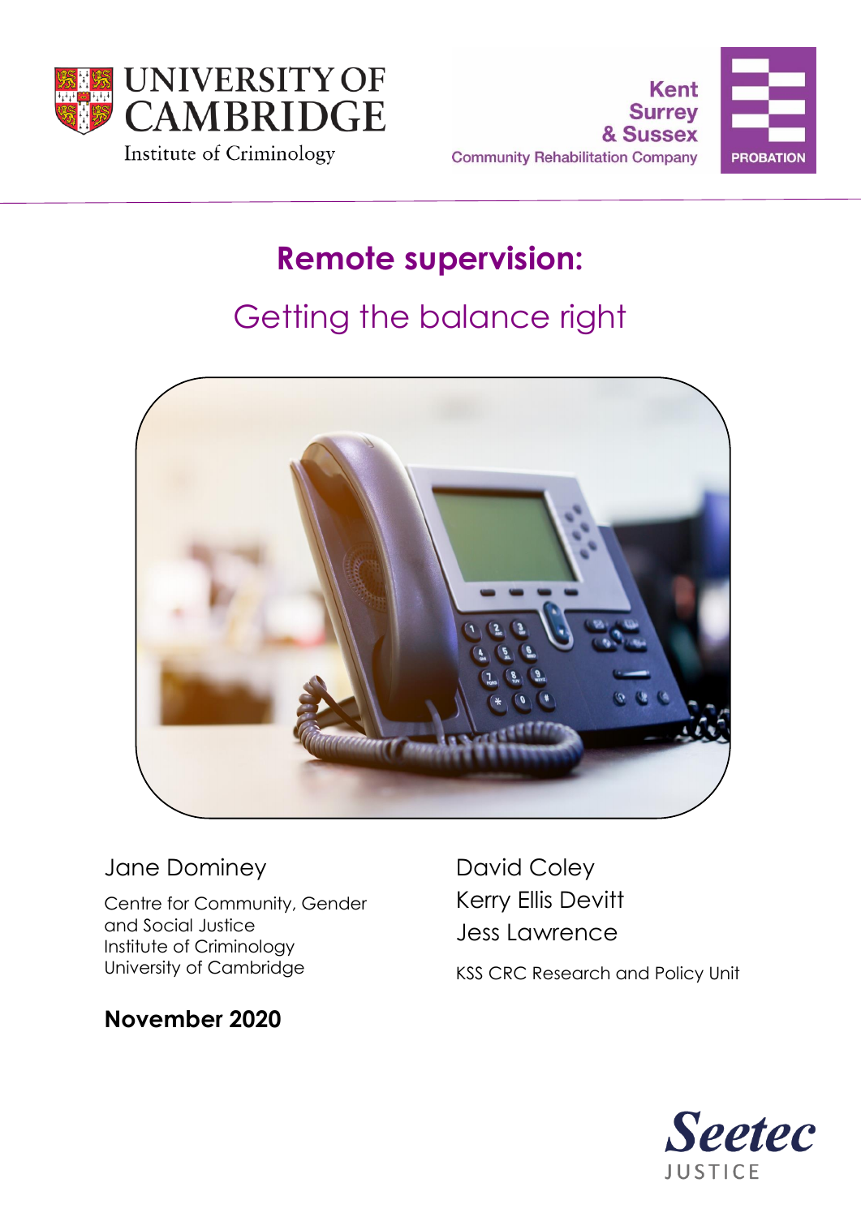UNIVERSITY OF CAMBRIDGE

Institute of Criminology

Kent Surrey & Sussex Community Rehabilitation Company

PROBATION

# Remote supervision:

## Getting the balance right

Jane Dominey

Centre for Community, Gender and Social Justice
Institute of Criminology
University of Cambridge

David Coley
Kerry Ellis Devitt
Jess Lawrence

KSS CRC Research and Policy Unit

**November 2020**

Seetec JUSTICE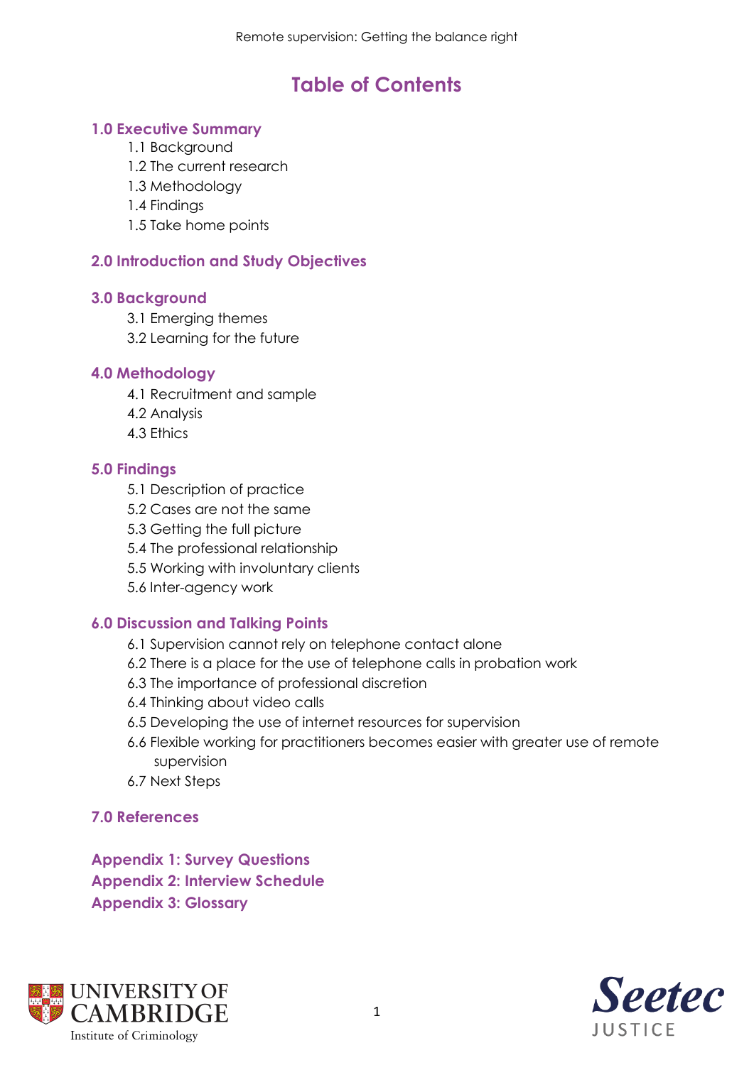# Table of Contents

## 1.0 Executive Summary

- 1.1 Background
- 1.2 The current research
- 1.3 Methodology
- 1.4 Findings
- 1.5 Take home points

## 2.0 Introduction and Study Objectives

## 3.0 Background

- 3.1 Emerging themes
- 3.2 Learning for the future

## 4.0 Methodology

- 4.1 Recruitment and sample
- 4.2 Analysis
- 4.3 Ethics

## 5.0 Findings

- 5.1 Description of practice
- 5.2 Cases are not the same
- 5.3 Getting the full picture
- 5.4 The professional relationship
- 5.5 Working with involuntary clients
- 5.6 Inter-agency work

## 6.0 Discussion and Talking Points

- 6.1 Supervision cannot rely on telephone contact alone
- 6.2 There is a place for the use of telephone calls in probation work
- 6.3 The importance of professional discretion
- 6.4 Thinking about video calls
- 6.5 Developing the use of internet resources for supervision
- 6.6 Flexible working for practitioners becomes easier with greater use of remote supervision
- 6.7 Next Steps

## 7.0 References

## Appendix 1: Survey Questions

## Appendix 2: Interview Schedule

## Appendix 3: Glossary

UNIVERSITY OF CAMBRIDGE Institute of Criminology

Seetec JUSTICE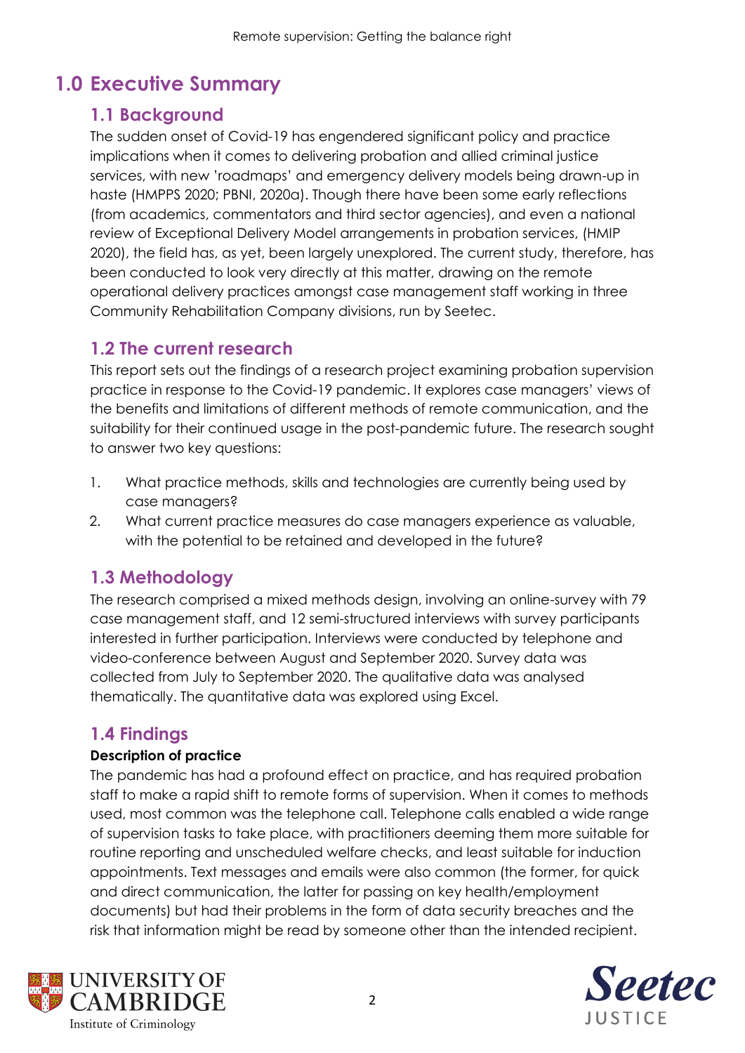# 1.0 Executive Summary

## 1.1 Background

The sudden onset of Covid-19 has engendered significant policy and practice implications when it comes to delivering probation and allied criminal justice services, with new 'roadmaps' and emergency delivery models being drawn-up in haste (HMPPS 2020; PBNI, 2020a). Though there have been some early reflections (from academics, commentators and third sector agencies), and even a national review of Exceptional Delivery Model arrangements in probation services, (HMIP 2020), the field has, as yet, been largely unexplored. The current study, therefore, has been conducted to look very directly at this matter, drawing on the remote operational delivery practices amongst case management staff working in three Community Rehabilitation Company divisions, run by Seetec.

## 1.2 The current research

This report sets out the findings of a research project examining probation supervision practice in response to the Covid-19 pandemic. It explores case managers' views of the benefits and limitations of different methods of remote communication, and the suitability for their continued usage in the post-pandemic future. The research sought to answer two key questions:

1. What practice methods, skills and technologies are currently being used by case managers?
2. What current practice measures do case managers experience as valuable, with the potential to be retained and developed in the future?

## 1.3 Methodology

The research comprised a mixed methods design, involving an online-survey with 79 case management staff, and 12 semi-structured interviews with survey participants interested in further participation. Interviews were conducted by telephone and video-conference between August and September 2020. Survey data was collected from July to September 2020. The qualitative data was analysed thematically. The quantitative data was explored using Excel.

## 1.4 Findings

**Description of practice**

The pandemic has had a profound effect on practice, and has required probation staff to make a rapid shift to remote forms of supervision. When it comes to methods used, most common was the telephone call. Telephone calls enabled a wide range of supervision tasks to take place, with practitioners deeming them more suitable for routine reporting and unscheduled welfare checks, and least suitable for induction appointments. Text messages and emails were also common (the former, for quick and direct communication, the latter for passing on key health/employment documents) but had their problems in the form of data security breaches and the risk that information might be read by someone other than the intended recipient.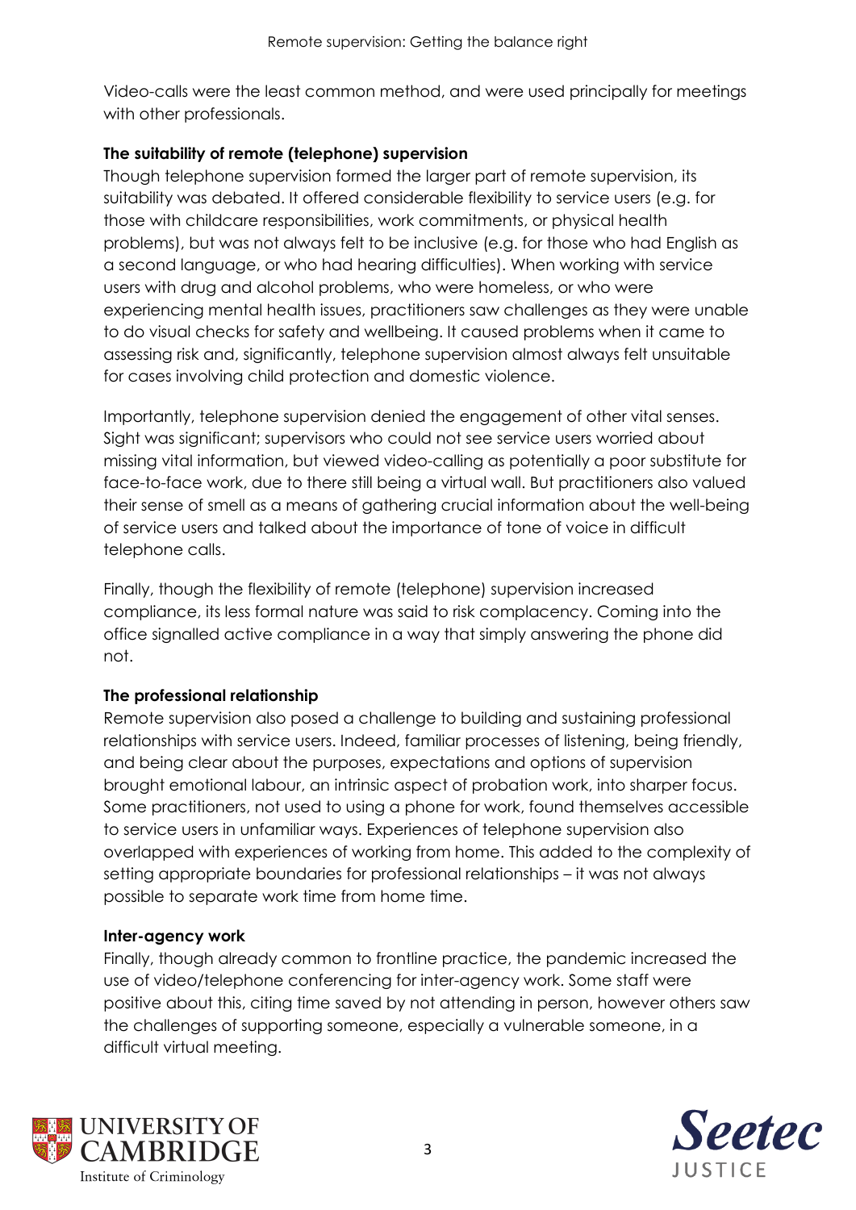Video-calls were the least common method, and were used principally for meetings with other professionals.

**The suitability of remote (telephone) supervision**

Though telephone supervision formed the larger part of remote supervision, its suitability was debated. It offered considerable flexibility to service users (e.g. for those with childcare responsibilities, work commitments, or physical health problems), but was not always felt to be inclusive (e.g. for those who had English as a second language, or who had hearing difficulties). When working with service users with drug and alcohol problems, who were homeless, or who were experiencing mental health issues, practitioners saw challenges as they were unable to do visual checks for safety and wellbeing. It caused problems when it came to assessing risk and, significantly, telephone supervision almost always felt unsuitable for cases involving child protection and domestic violence.

Importantly, telephone supervision denied the engagement of other vital senses. Sight was significant; supervisors who could not see service users worried about missing vital information, but viewed video-calling as potentially a poor substitute for face-to-face work, due to there still being a virtual wall. But practitioners also valued their sense of smell as a means of gathering crucial information about the well-being of service users and talked about the importance of tone of voice in difficult telephone calls.

Finally, though the flexibility of remote (telephone) supervision increased compliance, its less formal nature was said to risk complacency. Coming into the office signalled active compliance in a way that simply answering the phone did not.

**The professional relationship**

Remote supervision also posed a challenge to building and sustaining professional relationships with service users. Indeed, familiar processes of listening, being friendly, and being clear about the purposes, expectations and options of supervision brought emotional labour, an intrinsic aspect of probation work, into sharper focus. Some practitioners, not used to using a phone for work, found themselves accessible to service users in unfamiliar ways. Experiences of telephone supervision also overlapped with experiences of working from home. This added to the complexity of setting appropriate boundaries for professional relationships – it was not always possible to separate work time from home time.

**Inter-agency work**

Finally, though already common to frontline practice, the pandemic increased the use of video/telephone conferencing for inter-agency work. Some staff were positive about this, citing time saved by not attending in person, however others saw the challenges of supporting someone, especially a vulnerable someone, in a difficult virtual meeting.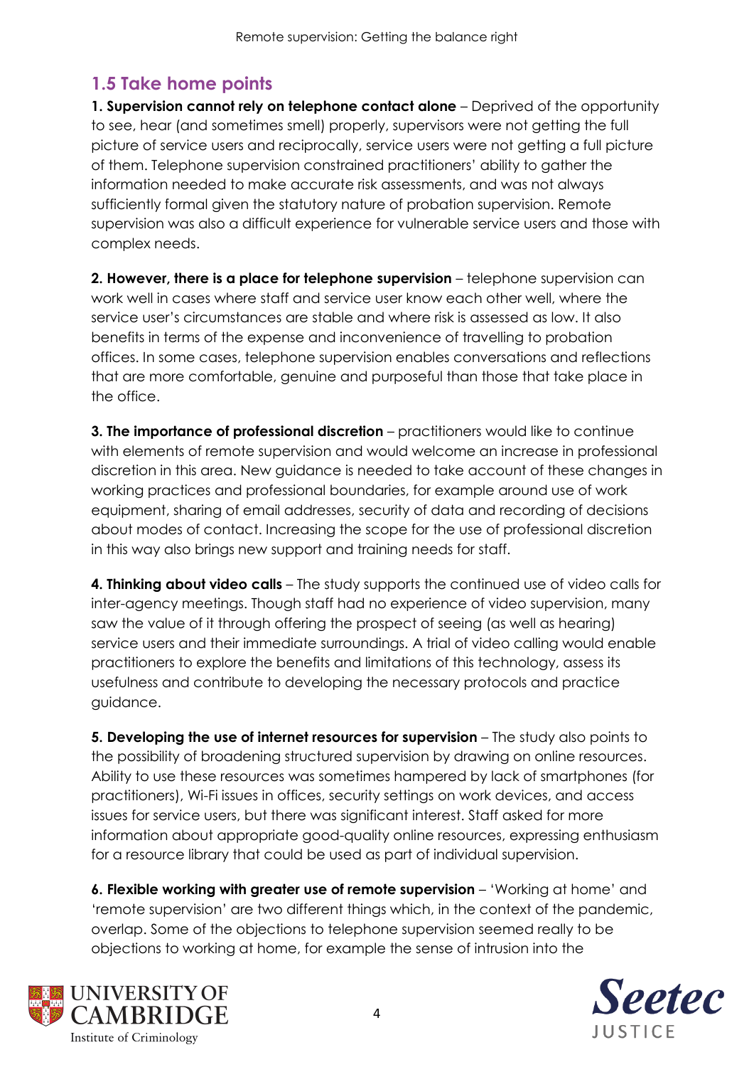## 1.5 Take home points

**1. Supervision cannot rely on telephone contact alone** – Deprived of the opportunity to see, hear (and sometimes smell) properly, supervisors were not getting the full picture of service users and reciprocally, service users were not getting a full picture of them. Telephone supervision constrained practitioners' ability to gather the information needed to make accurate risk assessments, and was not always sufficiently formal given the statutory nature of probation supervision. Remote supervision was also a difficult experience for vulnerable service users and those with complex needs.

**2. However, there is a place for telephone supervision** – telephone supervision can work well in cases where staff and service user know each other well, where the service user's circumstances are stable and where risk is assessed as low. It also benefits in terms of the expense and inconvenience of travelling to probation offices. In some cases, telephone supervision enables conversations and reflections that are more comfortable, genuine and purposeful than those that take place in the office.

**3. The importance of professional discretion** – practitioners would like to continue with elements of remote supervision and would welcome an increase in professional discretion in this area. New guidance is needed to take account of these changes in working practices and professional boundaries, for example around use of work equipment, sharing of email addresses, security of data and recording of decisions about modes of contact. Increasing the scope for the use of professional discretion in this way also brings new support and training needs for staff.

**4. Thinking about video calls** – The study supports the continued use of video calls for inter-agency meetings. Though staff had no experience of video supervision, many saw the value of it through offering the prospect of seeing (as well as hearing) service users and their immediate surroundings. A trial of video calling would enable practitioners to explore the benefits and limitations of this technology, assess its usefulness and contribute to developing the necessary protocols and practice guidance.

**5. Developing the use of internet resources for supervision** – The study also points to the possibility of broadening structured supervision by drawing on online resources. Ability to use these resources was sometimes hampered by lack of smartphones (for practitioners), Wi-Fi issues in offices, security settings on work devices, and access issues for service users, but there was significant interest. Staff asked for more information about appropriate good-quality online resources, expressing enthusiasm for a resource library that could be used as part of individual supervision.

**6. Flexible working with greater use of remote supervision** – 'Working at home' and 'remote supervision' are two different things which, in the context of the pandemic, overlap. Some of the objections to telephone supervision seemed really to be objections to working at home, for example the sense of intrusion into the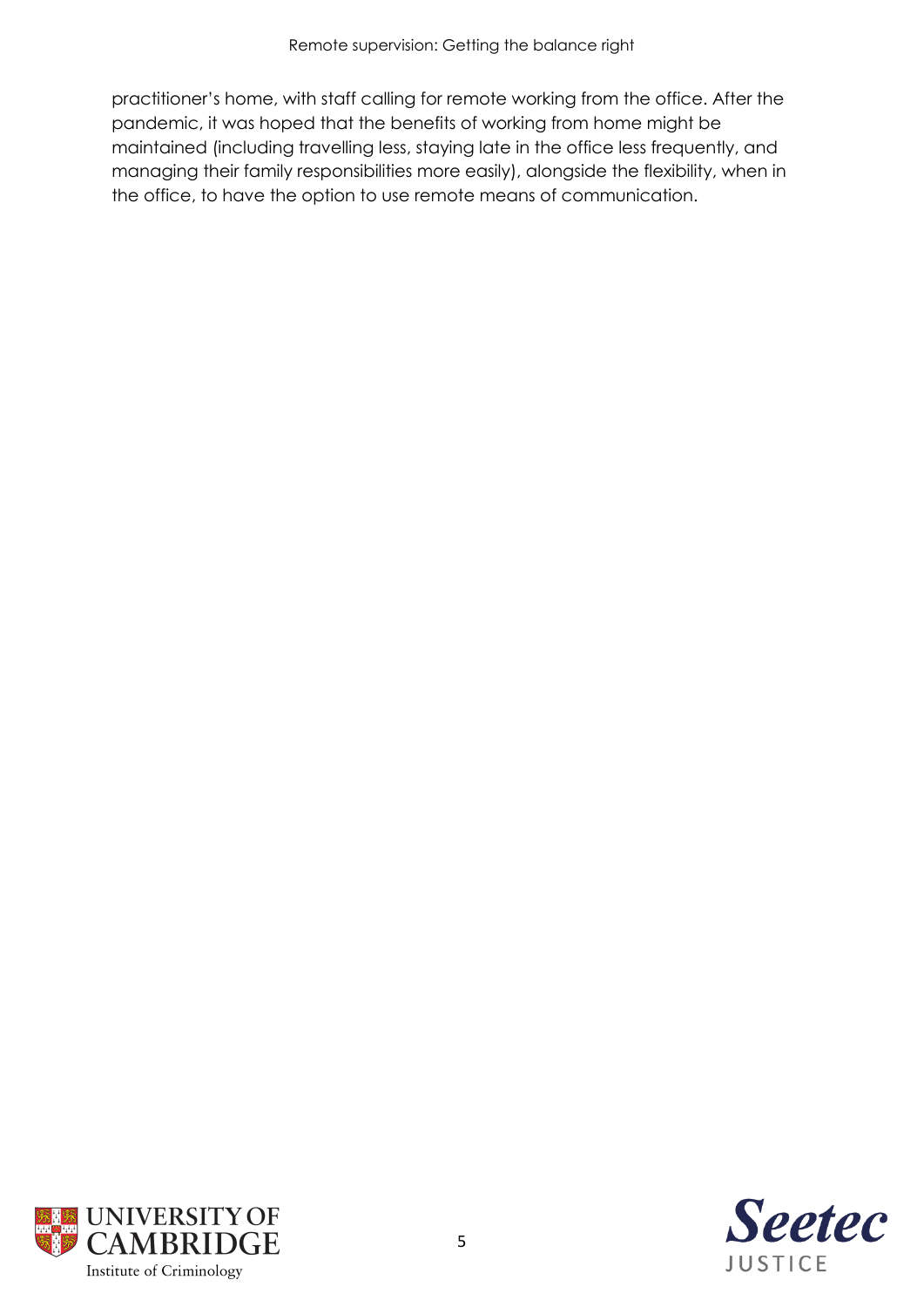practitioner's home, with staff calling for remote working from the office. After the pandemic, it was hoped that the benefits of working from home might be maintained (including travelling less, staying late in the office less frequently, and managing their family responsibilities more easily), alongside the flexibility, when in the office, to have the option to use remote means of communication.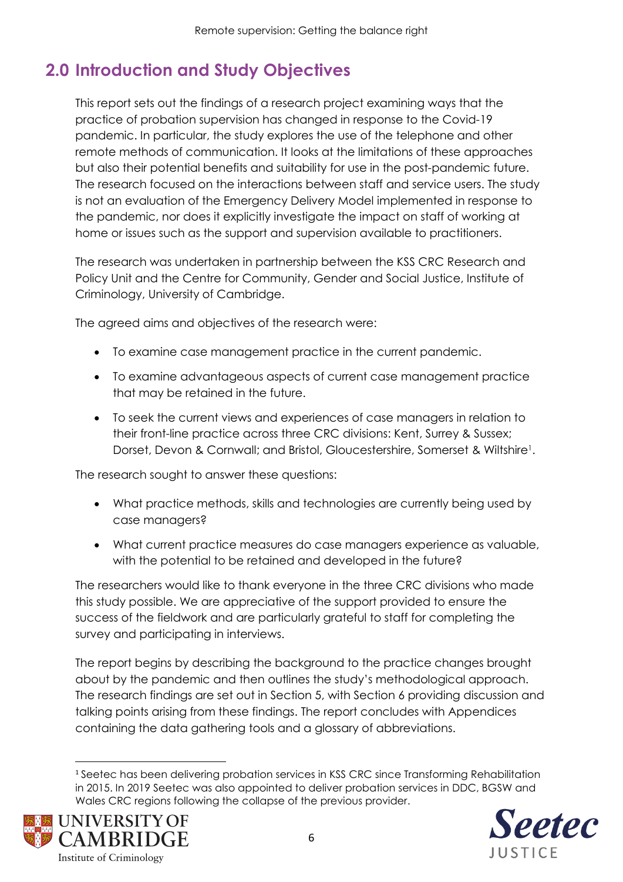## 2.0 Introduction and Study Objectives

This report sets out the findings of a research project examining ways that the practice of probation supervision has changed in response to the Covid-19 pandemic. In particular, the study explores the use of the telephone and other remote methods of communication. It looks at the limitations of these approaches but also their potential benefits and suitability for use in the post-pandemic future. The research focused on the interactions between staff and service users. The study is not an evaluation of the Emergency Delivery Model implemented in response to the pandemic, nor does it explicitly investigate the impact on staff of working at home or issues such as the support and supervision available to practitioners.

The research was undertaken in partnership between the KSS CRC Research and Policy Unit and the Centre for Community, Gender and Social Justice, Institute of Criminology, University of Cambridge.

The agreed aims and objectives of the research were:

- To examine case management practice in the current pandemic.
- To examine advantageous aspects of current case management practice that may be retained in the future.
- To seek the current views and experiences of case managers in relation to their front-line practice across three CRC divisions: Kent, Surrey & Sussex; Dorset, Devon & Cornwall; and Bristol, Gloucestershire, Somerset & Wiltshire[1].

The research sought to answer these questions:

- What practice methods, skills and technologies are currently being used by case managers?
- What current practice measures do case managers experience as valuable, with the potential to be retained and developed in the future?

The researchers would like to thank everyone in the three CRC divisions who made this study possible. We are appreciative of the support provided to ensure the success of the fieldwork and are particularly grateful to staff for completing the survey and participating in interviews.

The report begins by describing the background to the practice changes brought about by the pandemic and then outlines the study's methodological approach. The research findings are set out in Section 5, with Section 6 providing discussion and talking points arising from these findings. The report concludes with Appendices containing the data gathering tools and a glossary of abbreviations.

[1] Seetec has been delivering probation services in KSS CRC since Transforming Rehabilitation in 2015. In 2019 Seetec was also appointed to deliver probation services in DDC, BGSW and Wales CRC regions following the collapse of the previous provider.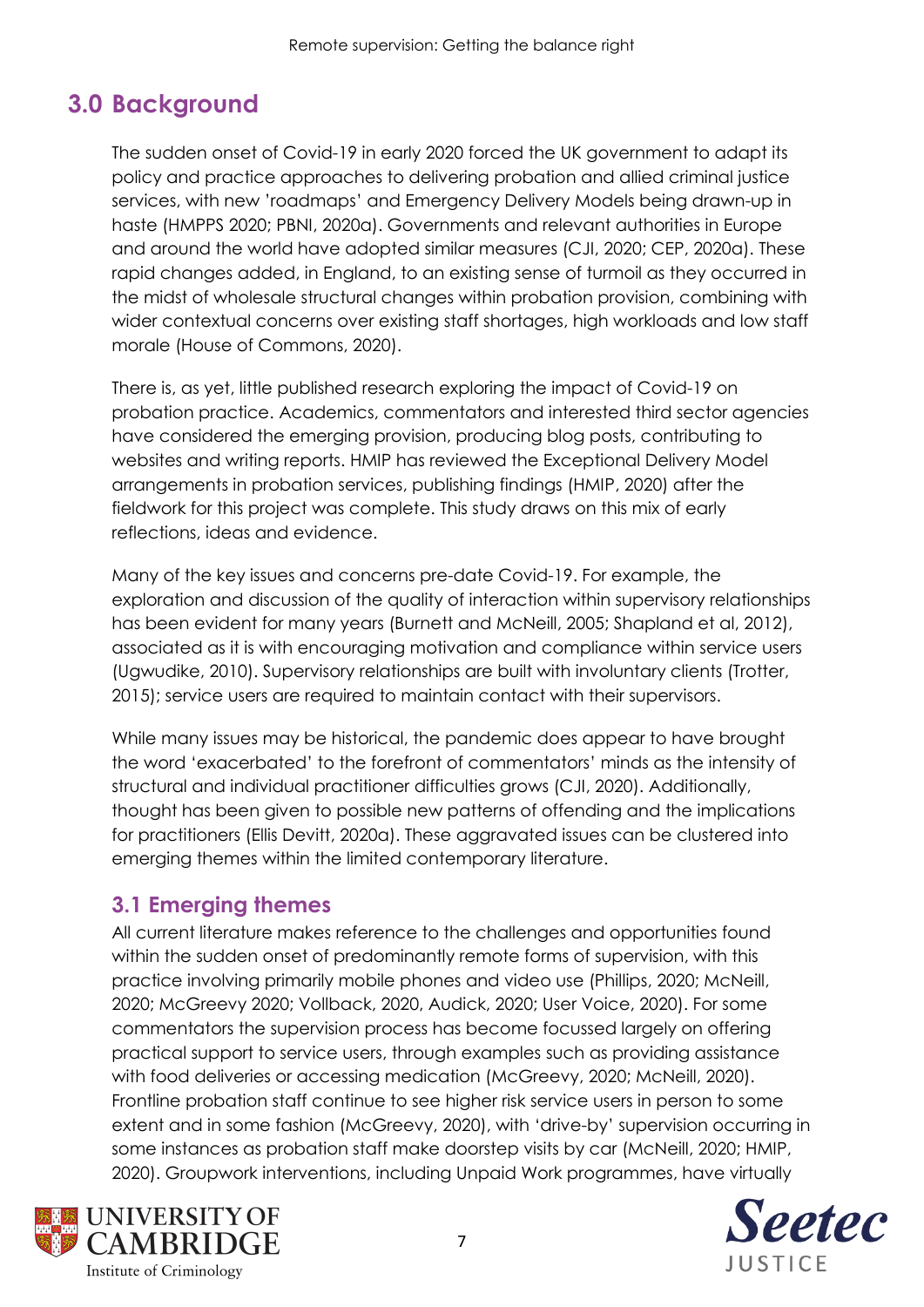## 3.0 Background

The sudden onset of Covid-19 in early 2020 forced the UK government to adapt its policy and practice approaches to delivering probation and allied criminal justice services, with new 'roadmaps' and Emergency Delivery Models being drawn-up in haste (HMPPS 2020; PBNI, 2020a). Governments and relevant authorities in Europe and around the world have adopted similar measures (CJI, 2020; CEP, 2020a). These rapid changes added, in England, to an existing sense of turmoil as they occurred in the midst of wholesale structural changes within probation provision, combining with wider contextual concerns over existing staff shortages, high workloads and low staff morale (House of Commons, 2020).

There is, as yet, little published research exploring the impact of Covid-19 on probation practice. Academics, commentators and interested third sector agencies have considered the emerging provision, producing blog posts, contributing to websites and writing reports. HMIP has reviewed the Exceptional Delivery Model arrangements in probation services, publishing findings (HMIP, 2020) after the fieldwork for this project was complete. This study draws on this mix of early reflections, ideas and evidence.

Many of the key issues and concerns pre-date Covid-19. For example, the exploration and discussion of the quality of interaction within supervisory relationships has been evident for many years (Burnett and McNeill, 2005; Shapland et al, 2012), associated as it is with encouraging motivation and compliance within service users (Ugwudike, 2010). Supervisory relationships are built with involuntary clients (Trotter, 2015); service users are required to maintain contact with their supervisors.

While many issues may be historical, the pandemic does appear to have brought the word 'exacerbated' to the forefront of commentators' minds as the intensity of structural and individual practitioner difficulties grows (CJI, 2020). Additionally, thought has been given to possible new patterns of offending and the implications for practitioners (Ellis Devitt, 2020a). These aggravated issues can be clustered into emerging themes within the limited contemporary literature.

### 3.1 Emerging themes

All current literature makes reference to the challenges and opportunities found within the sudden onset of predominantly remote forms of supervision, with this practice involving primarily mobile phones and video use (Phillips, 2020; McNeill, 2020; McGreevy 2020; Vollback, 2020, Audick, 2020; User Voice, 2020). For some commentators the supervision process has become focussed largely on offering practical support to service users, through examples such as providing assistance with food deliveries or accessing medication (McGreevy, 2020; McNeill, 2020). Frontline probation staff continue to see higher risk service users in person to some extent and in some fashion (McGreevy, 2020), with 'drive-by' supervision occurring in some instances as probation staff make doorstep visits by car (McNeill, 2020; HMIP, 2020). Groupwork interventions, including Unpaid Work programmes, have virtually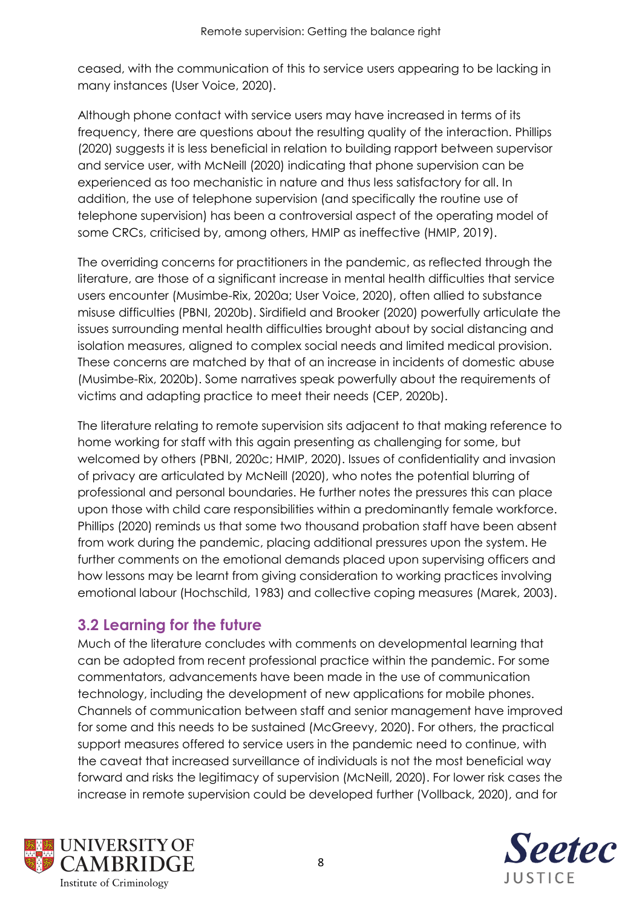ceased, with the communication of this to service users appearing to be lacking in many instances (User Voice, 2020).

Although phone contact with service users may have increased in terms of its frequency, there are questions about the resulting quality of the interaction. Phillips (2020) suggests it is less beneficial in relation to building rapport between supervisor and service user, with McNeill (2020) indicating that phone supervision can be experienced as too mechanistic in nature and thus less satisfactory for all. In addition, the use of telephone supervision (and specifically the routine use of telephone supervision) has been a controversial aspect of the operating model of some CRCs, criticised by, among others, HMIP as ineffective (HMIP, 2019).

The overriding concerns for practitioners in the pandemic, as reflected through the literature, are those of a significant increase in mental health difficulties that service users encounter (Musimbe-Rix, 2020a; User Voice, 2020), often allied to substance misuse difficulties (PBNI, 2020b). Sirdifield and Brooker (2020) powerfully articulate the issues surrounding mental health difficulties brought about by social distancing and isolation measures, aligned to complex social needs and limited medical provision. These concerns are matched by that of an increase in incidents of domestic abuse (Musimbe-Rix, 2020b). Some narratives speak powerfully about the requirements of victims and adapting practice to meet their needs (CEP, 2020b).

The literature relating to remote supervision sits adjacent to that making reference to home working for staff with this again presenting as challenging for some, but welcomed by others (PBNI, 2020c; HMIP, 2020). Issues of confidentiality and invasion of privacy are articulated by McNeill (2020), who notes the potential blurring of professional and personal boundaries. He further notes the pressures this can place upon those with child care responsibilities within a predominantly female workforce. Phillips (2020) reminds us that some two thousand probation staff have been absent from work during the pandemic, placing additional pressures upon the system. He further comments on the emotional demands placed upon supervising officers and how lessons may be learnt from giving consideration to working practices involving emotional labour (Hochschild, 1983) and collective coping measures (Marek, 2003).

## 3.2 Learning for the future

Much of the literature concludes with comments on developmental learning that can be adopted from recent professional practice within the pandemic. For some commentators, advancements have been made in the use of communication technology, including the development of new applications for mobile phones. Channels of communication between staff and senior management have improved for some and this needs to be sustained (McGreevy, 2020). For others, the practical support measures offered to service users in the pandemic need to continue, with the caveat that increased surveillance of individuals is not the most beneficial way forward and risks the legitimacy of supervision (McNeill, 2020). For lower risk cases the increase in remote supervision could be developed further (Vollback, 2020), and for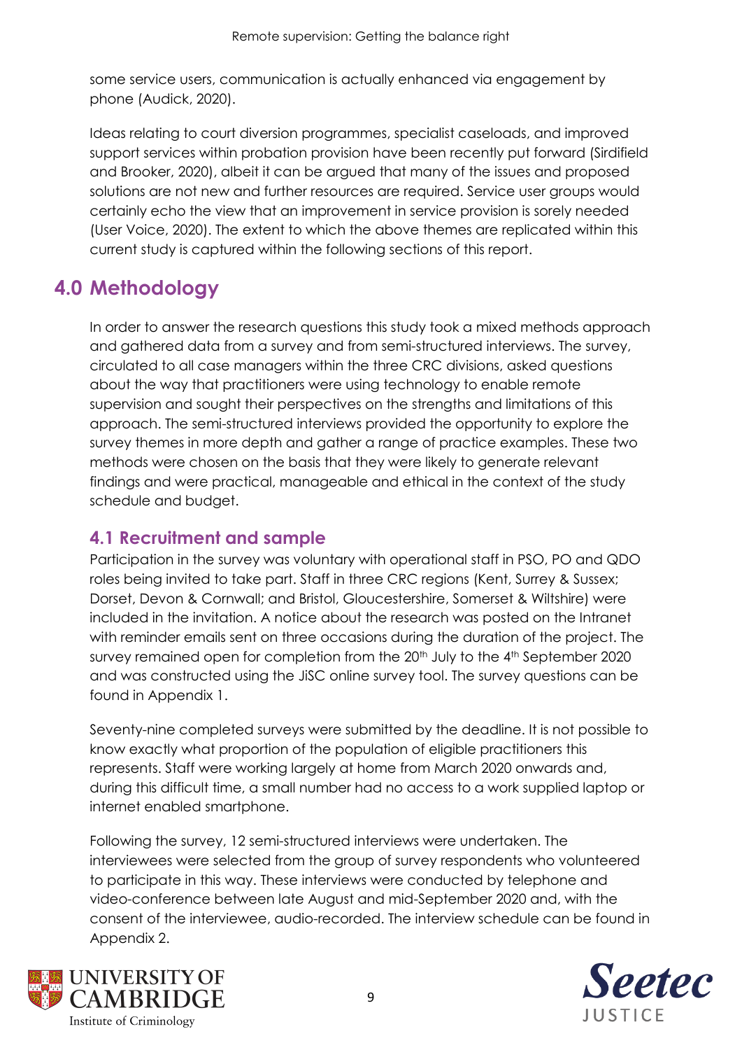some service users, communication is actually enhanced via engagement by phone (Audick, 2020).

Ideas relating to court diversion programmes, specialist caseloads, and improved support services within probation provision have been recently put forward (Sirdifield and Brooker, 2020), albeit it can be argued that many of the issues and proposed solutions are not new and further resources are required. Service user groups would certainly echo the view that an improvement in service provision is sorely needed (User Voice, 2020). The extent to which the above themes are replicated within this current study is captured within the following sections of this report.

# 4.0 Methodology

In order to answer the research questions this study took a mixed methods approach and gathered data from a survey and from semi-structured interviews. The survey, circulated to all case managers within the three CRC divisions, asked questions about the way that practitioners were using technology to enable remote supervision and sought their perspectives on the strengths and limitations of this approach. The semi-structured interviews provided the opportunity to explore the survey themes in more depth and gather a range of practice examples. These two methods were chosen on the basis that they were likely to generate relevant findings and were practical, manageable and ethical in the context of the study schedule and budget.

## 4.1 Recruitment and sample

Participation in the survey was voluntary with operational staff in PSO, PO and QDO roles being invited to take part. Staff in three CRC regions (Kent, Surrey & Sussex; Dorset, Devon & Cornwall; and Bristol, Gloucestershire, Somerset & Wiltshire) were included in the invitation. A notice about the research was posted on the Intranet with reminder emails sent on three occasions during the duration of the project. The survey remained open for completion from the 20th July to the 4th September 2020 and was constructed using the JiSC online survey tool. The survey questions can be found in Appendix 1.

Seventy-nine completed surveys were submitted by the deadline. It is not possible to know exactly what proportion of the population of eligible practitioners this represents. Staff were working largely at home from March 2020 onwards and, during this difficult time, a small number had no access to a work supplied laptop or internet enabled smartphone.

Following the survey, 12 semi-structured interviews were undertaken. The interviewees were selected from the group of survey respondents who volunteered to participate in this way. These interviews were conducted by telephone and video-conference between late August and mid-September 2020 and, with the consent of the interviewee, audio-recorded. The interview schedule can be found in Appendix 2.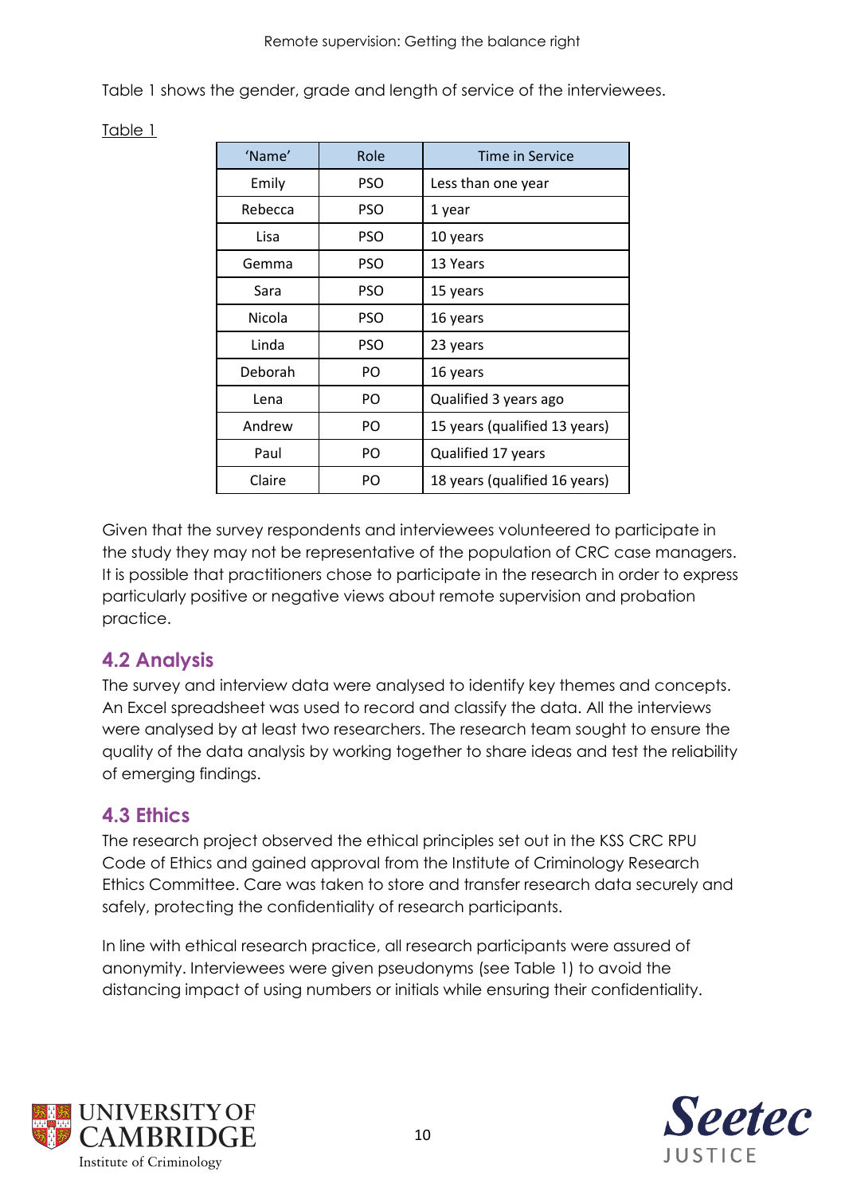Table 1 shows the gender, grade and length of service of the interviewees.

Table 1

| 'Name' | Role | Time in Service |
|---|---|---|
| Emily | PSO | Less than one year |
| Rebecca | PSO | 1 year |
| Lisa | PSO | 10 years |
| Gemma | PSO | 13 Years |
| Sara | PSO | 15 years |
| Nicola | PSO | 16 years |
| Linda | PSO | 23 years |
| Deborah | PO | 16 years |
| Lena | PO | Qualified 3 years ago |
| Andrew | PO | 15 years (qualified 13 years) |
| Paul | PO | Qualified 17 years |
| Claire | PO | 18 years (qualified 16 years) |

Given that the survey respondents and interviewees volunteered to participate in the study they may not be representative of the population of CRC case managers. It is possible that practitioners chose to participate in the research in order to express particularly positive or negative views about remote supervision and probation practice.

## 4.2 Analysis

The survey and interview data were analysed to identify key themes and concepts. An Excel spreadsheet was used to record and classify the data. All the interviews were analysed by at least two researchers. The research team sought to ensure the quality of the data analysis by working together to share ideas and test the reliability of emerging findings.

## 4.3 Ethics

The research project observed the ethical principles set out in the KSS CRC RPU Code of Ethics and gained approval from the Institute of Criminology Research Ethics Committee. Care was taken to store and transfer research data securely and safely, protecting the confidentiality of research participants.

In line with ethical research practice, all research participants were assured of anonymity. Interviewees were given pseudonyms (see Table 1) to avoid the distancing impact of using numbers or initials while ensuring their confidentiality.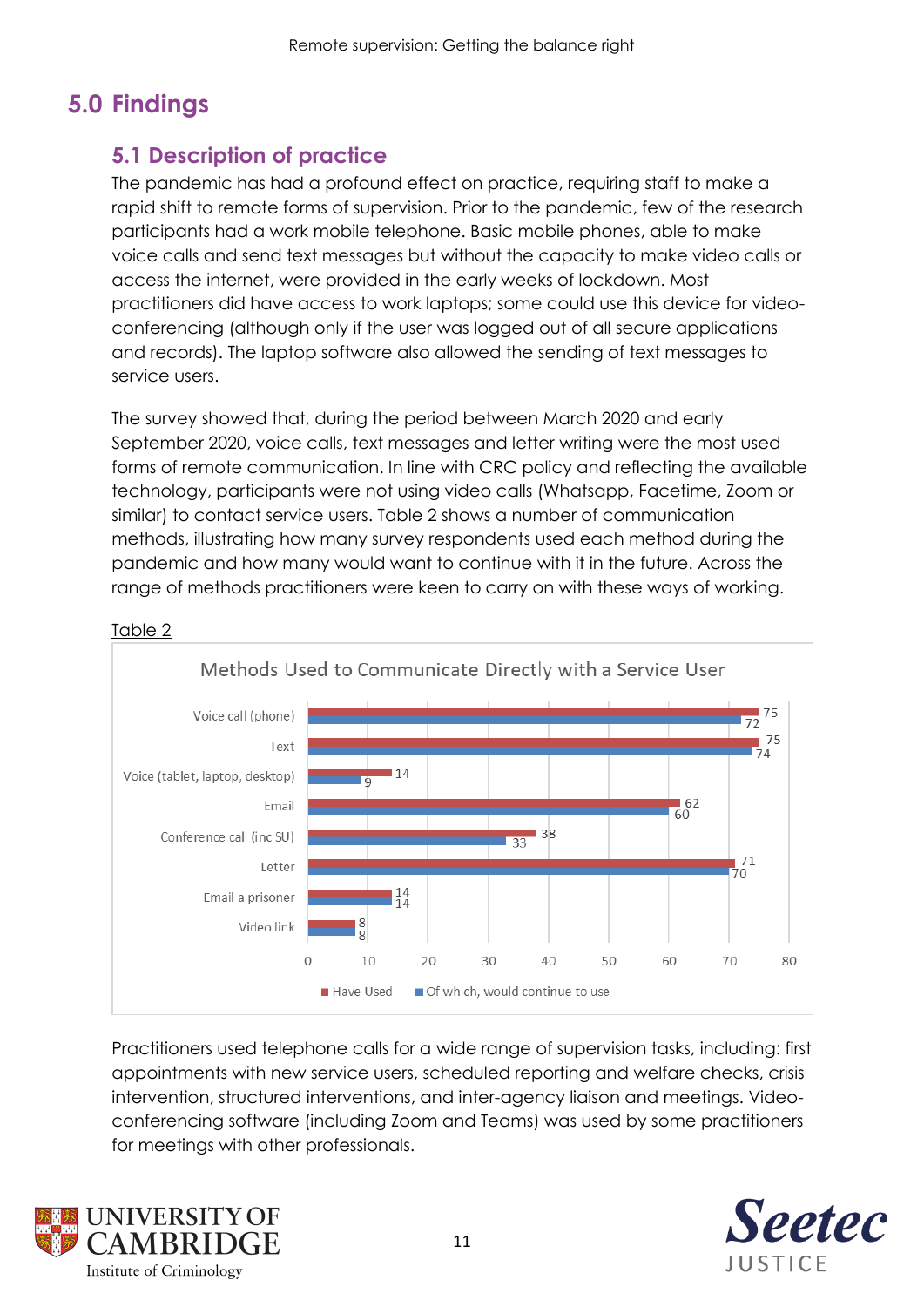# 5.0 Findings

## 5.1 Description of practice

The pandemic has had a profound effect on practice, requiring staff to make a rapid shift to remote forms of supervision. Prior to the pandemic, few of the research participants had a work mobile telephone. Basic mobile phones, able to make voice calls and send text messages but without the capacity to make video calls or access the internet, were provided in the early weeks of lockdown. Most practitioners did have access to work laptops; some could use this device for video-conferencing (although only if the user was logged out of all secure applications and records). The laptop software also allowed the sending of text messages to service users.

The survey showed that, during the period between March 2020 and early September 2020, voice calls, text messages and letter writing were the most used forms of remote communication. In line with CRC policy and reflecting the available technology, participants were not using video calls (Whatsapp, Facetime, Zoom or similar) to contact service users. Table 2 shows a number of communication methods, illustrating how many survey respondents used each method during the pandemic and how many would want to continue with it in the future. Across the range of methods practitioners were keen to carry on with these ways of working.

Table 2

Methods Used to Communicate Directly with a Service User

Voice call (phone) 75 72
Text 75 74
Voice (tablet, laptop, desktop) 14 9
Email 62 60
Conference call (inc SU) 38 33
Letter 71 70
Email a prisoner 14 14
Video link 8 8

0 10 20 30 40 50 60 70 80

Have Used
Of which, would continue to use

Practitioners used telephone calls for a wide range of supervision tasks, including: first appointments with new service users, scheduled reporting and welfare checks, crisis intervention, structured interventions, and inter-agency liaison and meetings. Video-conferencing software (including Zoom and Teams) was used by some practitioners for meetings with other professionals.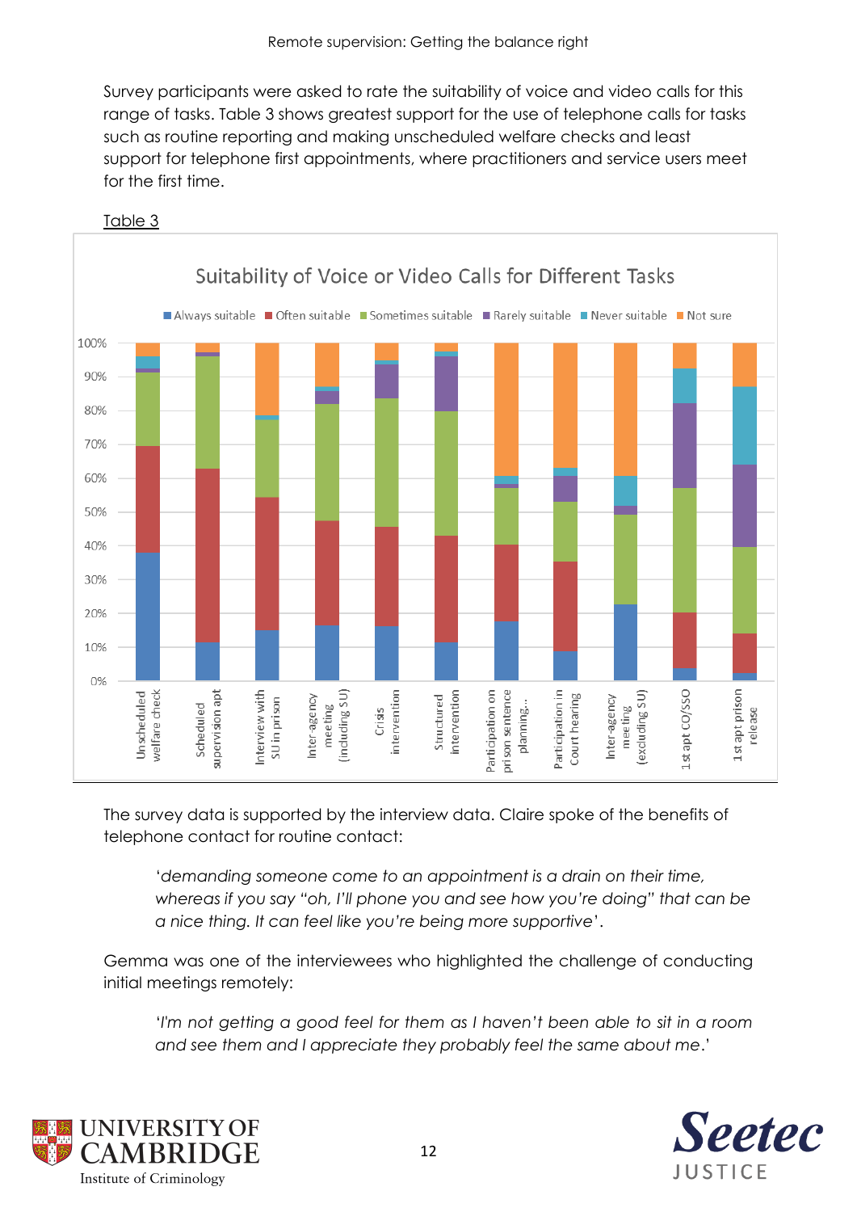Survey participants were asked to rate the suitability of voice and video calls for this range of tasks. Table 3 shows greatest support for the use of telephone calls for tasks such as routine reporting and making unscheduled welfare checks and least support for telephone first appointments, where practitioners and service users meet for the first time.

Table 3

Suitability of Voice or Video Calls for Different Tasks

Always suitable
Often suitable
Sometimes suitable
Rarely suitable
Never suitable
Not sure

100%
90%
80%
70%
60%
50%
40%
30%
20%
10%
0%

Unscheduled welfare check
Scheduled supervision apt
Interview with SU in prison
Inter-agency meeting (including SU)
Crisis intervention
Structured intervention
Participation on prison sentence planning...
Participation in Court hearing
Inter-agency meeting (excluding SU)
1st apt CO/SSO
1st apt prison release

The survey data is supported by the interview data. Claire spoke of the benefits of telephone contact for routine contact:

> '*demanding someone come to an appointment is a drain on their time, whereas if you say "oh, I'll phone you and see how you're doing" that can be a nice thing. It can feel like you're being more supportive*'.

Gemma was one of the interviewees who highlighted the challenge of conducting initial meetings remotely:

> '*I'm not getting a good feel for them as I haven't been able to sit in a room and see them and I appreciate they probably feel the same about me*.'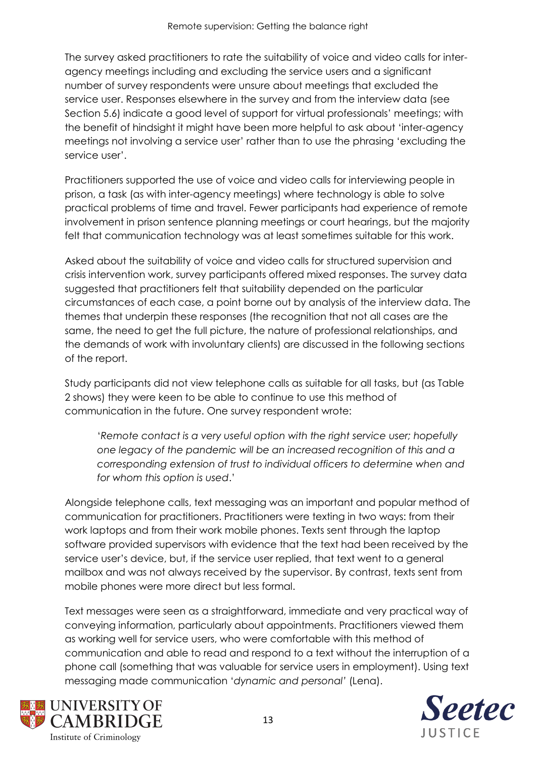The survey asked practitioners to rate the suitability of voice and video calls for inter-agency meetings including and excluding the service users and a significant number of survey respondents were unsure about meetings that excluded the service user. Responses elsewhere in the survey and from the interview data (see Section 5.6) indicate a good level of support for virtual professionals' meetings; with the benefit of hindsight it might have been more helpful to ask about 'inter-agency meetings not involving a service user' rather than to use the phrasing 'excluding the service user'.

Practitioners supported the use of voice and video calls for interviewing people in prison, a task (as with inter-agency meetings) where technology is able to solve practical problems of time and travel. Fewer participants had experience of remote involvement in prison sentence planning meetings or court hearings, but the majority felt that communication technology was at least sometimes suitable for this work.

Asked about the suitability of voice and video calls for structured supervision and crisis intervention work, survey participants offered mixed responses. The survey data suggested that practitioners felt that suitability depended on the particular circumstances of each case, a point borne out by analysis of the interview data. The themes that underpin these responses (the recognition that not all cases are the same, the need to get the full picture, the nature of professional relationships, and the demands of work with involuntary clients) are discussed in the following sections of the report.

Study participants did not view telephone calls as suitable for all tasks, but (as Table 2 shows) they were keen to be able to continue to use this method of communication in the future. One survey respondent wrote:

> '*Remote contact is a very useful option with the right service user; hopefully one legacy of the pandemic will be an increased recognition of this and a corresponding extension of trust to individual officers to determine when and for whom this option is used*.'

Alongside telephone calls, text messaging was an important and popular method of communication for practitioners. Practitioners were texting in two ways: from their work laptops and from their work mobile phones. Texts sent through the laptop software provided supervisors with evidence that the text had been received by the service user's device, but, if the service user replied, that text went to a general mailbox and was not always received by the supervisor. By contrast, texts sent from mobile phones were more direct but less formal.

Text messages were seen as a straightforward, immediate and very practical way of conveying information, particularly about appointments. Practitioners viewed them as working well for service users, who were comfortable with this method of communication and able to read and respond to a text without the interruption of a phone call (something that was valuable for service users in employment). Using text messaging made communication '*dynamic and personal*' (Lena).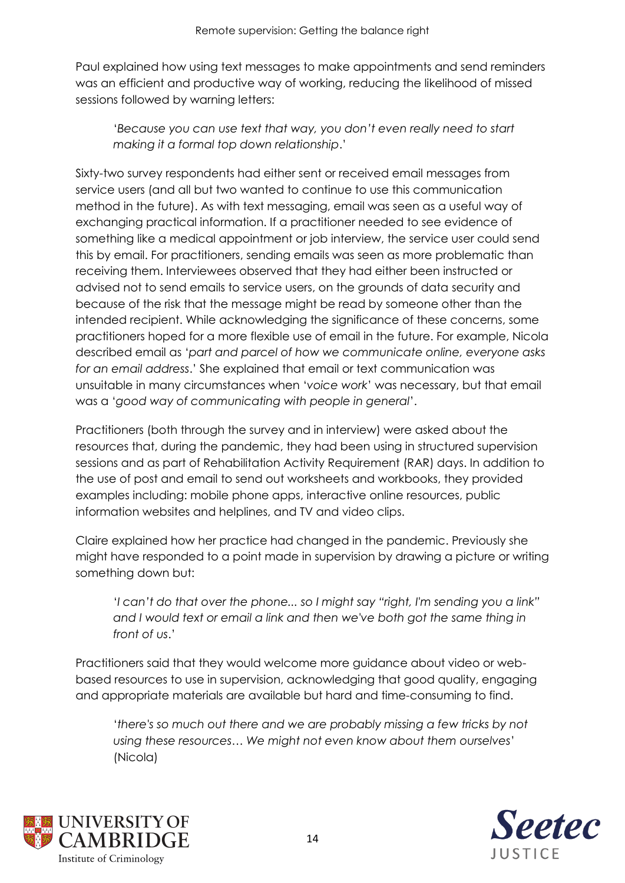Paul explained how using text messages to make appointments and send reminders was an efficient and productive way of working, reducing the likelihood of missed sessions followed by warning letters:

> '*Because you can use text that way, you don't even really need to start making it a formal top down relationship*.'

Sixty-two survey respondents had either sent or received email messages from service users (and all but two wanted to continue to use this communication method in the future). As with text messaging, email was seen as a useful way of exchanging practical information. If a practitioner needed to see evidence of something like a medical appointment or job interview, the service user could send this by email. For practitioners, sending emails was seen as more problematic than receiving them. Interviewees observed that they had either been instructed or advised not to send emails to service users, on the grounds of data security and because of the risk that the message might be read by someone other than the intended recipient. While acknowledging the significance of these concerns, some practitioners hoped for a more flexible use of email in the future. For example, Nicola described email as '*part and parcel of how we communicate online, everyone asks for an email address*.' She explained that email or text communication was unsuitable in many circumstances when '*voice work*' was necessary, but that email was a '*good way of communicating with people in general*'.

Practitioners (both through the survey and in interview) were asked about the resources that, during the pandemic, they had been using in structured supervision sessions and as part of Rehabilitation Activity Requirement (RAR) days. In addition to the use of post and email to send out worksheets and workbooks, they provided examples including: mobile phone apps, interactive online resources, public information websites and helplines, and TV and video clips.

Claire explained how her practice had changed in the pandemic. Previously she might have responded to a point made in supervision by drawing a picture or writing something down but:

> '*I can't do that over the phone... so I might say "right, I'm sending you a link" and I would text or email a link and then we've both got the same thing in front of us*.'

Practitioners said that they would welcome more guidance about video or web-based resources to use in supervision, acknowledging that good quality, engaging and appropriate materials are available but hard and time-consuming to find.

> '*there's so much out there and we are probably missing a few tricks by not using these resources… We might not even know about them ourselves*' (Nicola)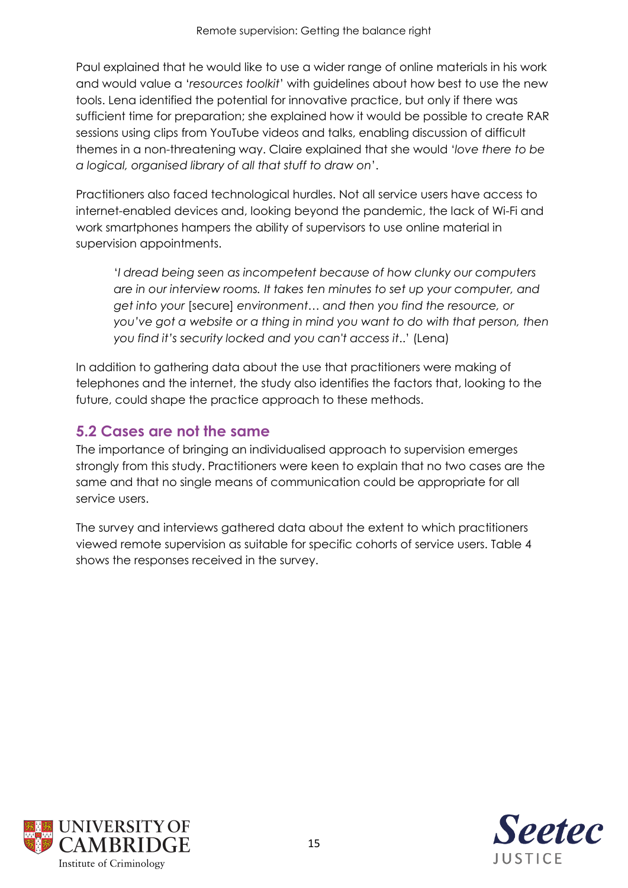Paul explained that he would like to use a wider range of online materials in his work and would value a '*resources toolkit*' with guidelines about how best to use the new tools. Lena identified the potential for innovative practice, but only if there was sufficient time for preparation; she explained how it would be possible to create RAR sessions using clips from YouTube videos and talks, enabling discussion of difficult themes in a non-threatening way. Claire explained that she would '*love there to be a logical, organised library of all that stuff to draw on*'.

Practitioners also faced technological hurdles. Not all service users have access to internet-enabled devices and, looking beyond the pandemic, the lack of Wi-Fi and work smartphones hampers the ability of supervisors to use online material in supervision appointments.

> '*I dread being seen as incompetent because of how clunky our computers are in our interview rooms. It takes ten minutes to set up your computer, and get into your* [secure] *environment… and then you find the resource, or you've got a website or a thing in mind you want to do with that person, then you find it's security locked and you can't access it*..' (Lena)

In addition to gathering data about the use that practitioners were making of telephones and the internet, the study also identifies the factors that, looking to the future, could shape the practice approach to these methods.

## 5.2 Cases are not the same

The importance of bringing an individualised approach to supervision emerges strongly from this study. Practitioners were keen to explain that no two cases are the same and that no single means of communication could be appropriate for all service users.

The survey and interviews gathered data about the extent to which practitioners viewed remote supervision as suitable for specific cohorts of service users. Table 4 shows the responses received in the survey.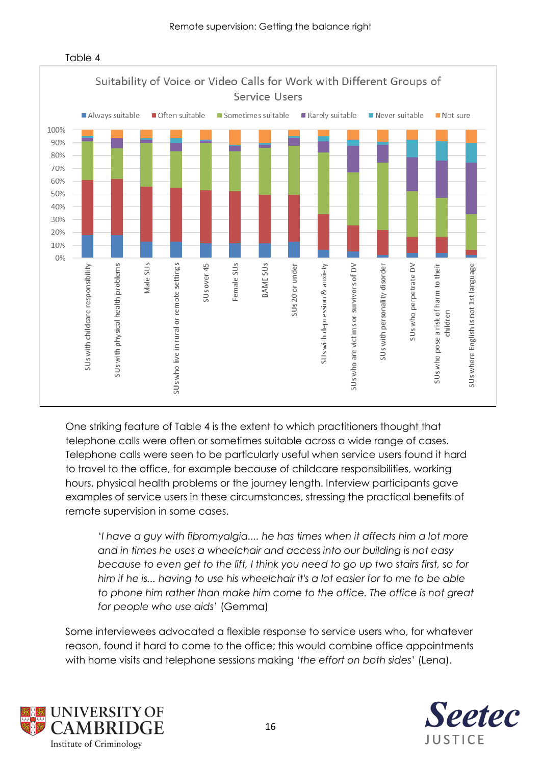Table 4

Suitability of Voice or Video Calls for Work with Different Groups of Service Users

Always suitable
Often suitable
Sometimes suitable
Rarely suitable
Never suitable
Not sure

100%
90%
80%
70%
60%
50%
40%
30%
20%
10%
0%

SUs with childcare responsibility
SUs with physical health problems
Male SUs
SUs who live in rural or remote settings
SUs over 45
Female SUs
BAME SUs
SUs 20 or under
SUs with depression & anxiety
SUs who are victims or survivors of DV
SUs with personality disorder
SUs who perpetrate DV
SUs who pose a risk of harm to their children
SUs where English is not 1st language

One striking feature of Table 4 is the extent to which practitioners thought that telephone calls were often or sometimes suitable across a wide range of cases. Telephone calls were seen to be particularly useful when service users found it hard to travel to the office, for example because of childcare responsibilities, working hours, physical health problems or the journey length. Interview participants gave examples of service users in these circumstances, stressing the practical benefits of remote supervision in some cases.

> '*I have a guy with fibromyalgia.... he has times when it affects him a lot more and in times he uses a wheelchair and access into our building is not easy because to even get to the lift, I think you need to go up two stairs first, so for him if he is... having to use his wheelchair it's a lot easier for to me to be able to phone him rather than make him come to the office. The office is not great for people who use aids*' (Gemma)

Some interviewees advocated a flexible response to service users who, for whatever reason, found it hard to come to the office; this would combine office appointments with home visits and telephone sessions making '*the effort on both sides*' (Lena).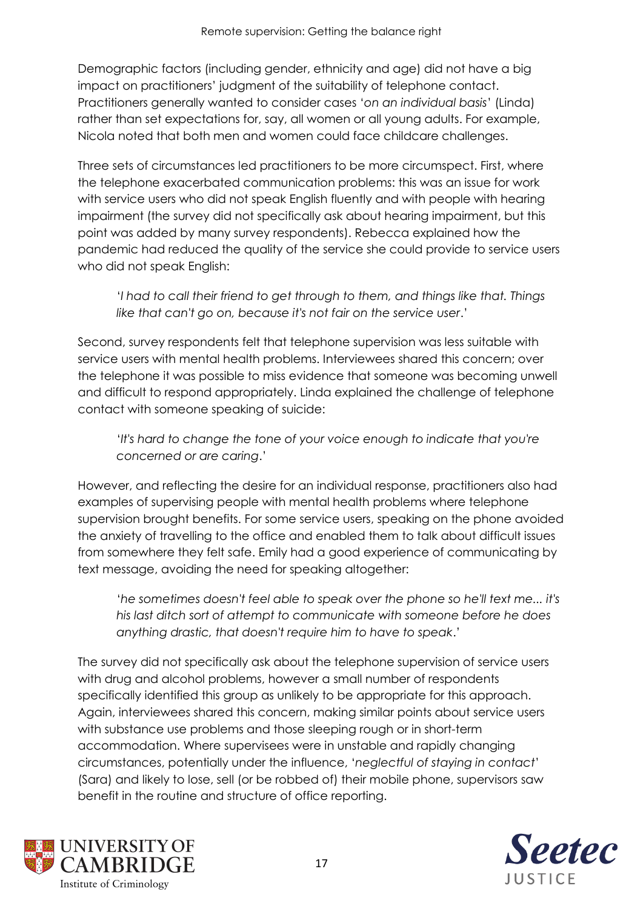Demographic factors (including gender, ethnicity and age) did not have a big impact on practitioners' judgment of the suitability of telephone contact. Practitioners generally wanted to consider cases '*on an individual basis*' (Linda) rather than set expectations for, say, all women or all young adults. For example, Nicola noted that both men and women could face childcare challenges.

Three sets of circumstances led practitioners to be more circumspect. First, where the telephone exacerbated communication problems: this was an issue for work with service users who did not speak English fluently and with people with hearing impairment (the survey did not specifically ask about hearing impairment, but this point was added by many survey respondents). Rebecca explained how the pandemic had reduced the quality of the service she could provide to service users who did not speak English:

> '*I had to call their friend to get through to them, and things like that. Things like that can't go on, because it's not fair on the service user*.'

Second, survey respondents felt that telephone supervision was less suitable with service users with mental health problems. Interviewees shared this concern; over the telephone it was possible to miss evidence that someone was becoming unwell and difficult to respond appropriately. Linda explained the challenge of telephone contact with someone speaking of suicide:

> '*It's hard to change the tone of your voice enough to indicate that you're concerned or are caring*.'

However, and reflecting the desire for an individual response, practitioners also had examples of supervising people with mental health problems where telephone supervision brought benefits. For some service users, speaking on the phone avoided the anxiety of travelling to the office and enabled them to talk about difficult issues from somewhere they felt safe. Emily had a good experience of communicating by text message, avoiding the need for speaking altogether:

> '*he sometimes doesn't feel able to speak over the phone so he'll text me... it's his last ditch sort of attempt to communicate with someone before he does anything drastic, that doesn't require him to have to speak*.'

The survey did not specifically ask about the telephone supervision of service users with drug and alcohol problems, however a small number of respondents specifically identified this group as unlikely to be appropriate for this approach. Again, interviewees shared this concern, making similar points about service users with substance use problems and those sleeping rough or in short-term accommodation. Where supervisees were in unstable and rapidly changing circumstances, potentially under the influence, '*neglectful of staying in contact*' (Sara) and likely to lose, sell (or be robbed of) their mobile phone, supervisors saw benefit in the routine and structure of office reporting.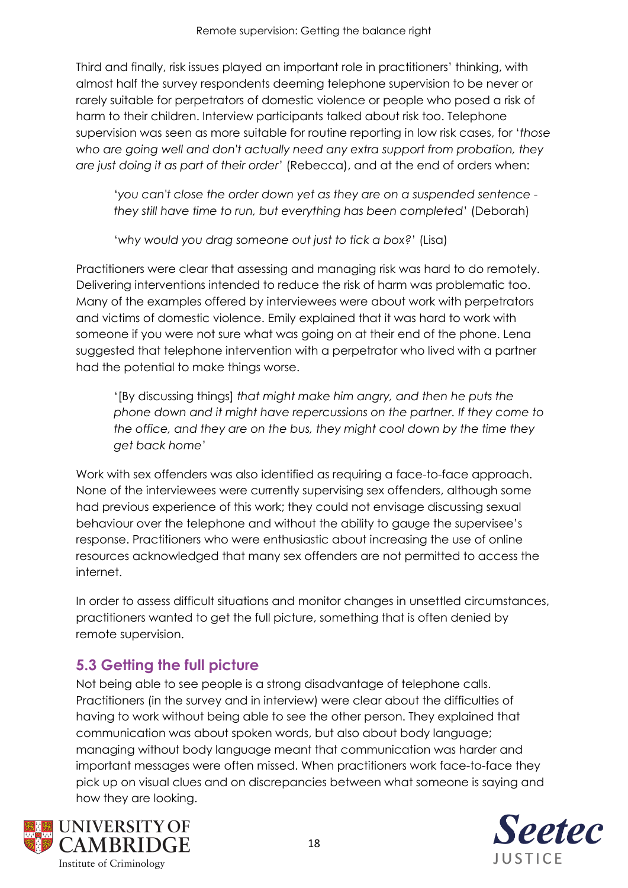Third and finally, risk issues played an important role in practitioners' thinking, with almost half the survey respondents deeming telephone supervision to be never or rarely suitable for perpetrators of domestic violence or people who posed a risk of harm to their children. Interview participants talked about risk too. Telephone supervision was seen as more suitable for routine reporting in low risk cases, for '*those who are going well and don't actually need any extra support from probation, they are just doing it as part of their order*' (Rebecca), and at the end of orders when:

> '*you can't close the order down yet as they are on a suspended sentence - they still have time to run, but everything has been completed*' (Deborah)
>
> '*why would you drag someone out just to tick a box?*' (Lisa)

Practitioners were clear that assessing and managing risk was hard to do remotely. Delivering interventions intended to reduce the risk of harm was problematic too. Many of the examples offered by interviewees were about work with perpetrators and victims of domestic violence. Emily explained that it was hard to work with someone if you were not sure what was going on at their end of the phone. Lena suggested that telephone intervention with a perpetrator who lived with a partner had the potential to make things worse.

> '[By discussing things] *that might make him angry, and then he puts the phone down and it might have repercussions on the partner. If they come to the office, and they are on the bus, they might cool down by the time they get back home*'

Work with sex offenders was also identified as requiring a face-to-face approach. None of the interviewees were currently supervising sex offenders, although some had previous experience of this work; they could not envisage discussing sexual behaviour over the telephone and without the ability to gauge the supervisee's response. Practitioners who were enthusiastic about increasing the use of online resources acknowledged that many sex offenders are not permitted to access the internet.

In order to assess difficult situations and monitor changes in unsettled circumstances, practitioners wanted to get the full picture, something that is often denied by remote supervision.

## 5.3 Getting the full picture

Not being able to see people is a strong disadvantage of telephone calls. Practitioners (in the survey and in interview) were clear about the difficulties of having to work without being able to see the other person. They explained that communication was about spoken words, but also about body language; managing without body language meant that communication was harder and important messages were often missed. When practitioners work face-to-face they pick up on visual clues and on discrepancies between what someone is saying and how they are looking.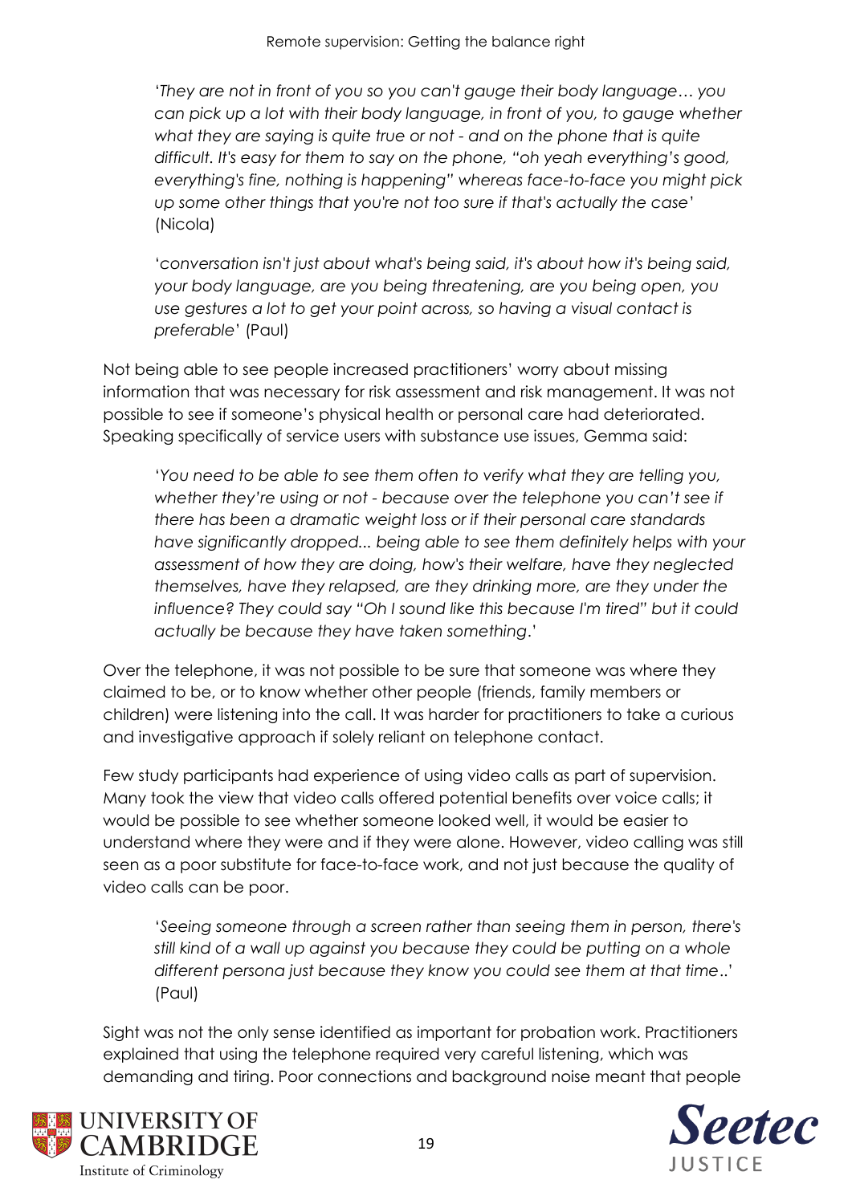> '*They are not in front of you so you can't gauge their body language… you can pick up a lot with their body language, in front of you, to gauge whether what they are saying is quite true or not - and on the phone that is quite difficult. It's easy for them to say on the phone, "oh yeah everything's good, everything's fine, nothing is happening" whereas face-to-face you might pick up some other things that you're not too sure if that's actually the case*' (Nicola)

> '*conversation isn't just about what's being said, it's about how it's being said, your body language, are you being threatening, are you being open, you use gestures a lot to get your point across, so having a visual contact is preferable*' (Paul)

Not being able to see people increased practitioners' worry about missing information that was necessary for risk assessment and risk management. It was not possible to see if someone's physical health or personal care had deteriorated. Speaking specifically of service users with substance use issues, Gemma said:

> '*You need to be able to see them often to verify what they are telling you, whether they're using or not - because over the telephone you can't see if there has been a dramatic weight loss or if their personal care standards have significantly dropped... being able to see them definitely helps with your assessment of how they are doing, how's their welfare, have they neglected themselves, have they relapsed, are they drinking more, are they under the influence? They could say "Oh I sound like this because I'm tired" but it could actually be because they have taken something*.'

Over the telephone, it was not possible to be sure that someone was where they claimed to be, or to know whether other people (friends, family members or children) were listening into the call. It was harder for practitioners to take a curious and investigative approach if solely reliant on telephone contact.

Few study participants had experience of using video calls as part of supervision. Many took the view that video calls offered potential benefits over voice calls; it would be possible to see whether someone looked well, it would be easier to understand where they were and if they were alone. However, video calling was still seen as a poor substitute for face-to-face work, and not just because the quality of video calls can be poor.

> '*Seeing someone through a screen rather than seeing them in person, there's still kind of a wall up against you because they could be putting on a whole different persona just because they know you could see them at that time*..' (Paul)

Sight was not the only sense identified as important for probation work. Practitioners explained that using the telephone required very careful listening, which was demanding and tiring. Poor connections and background noise meant that people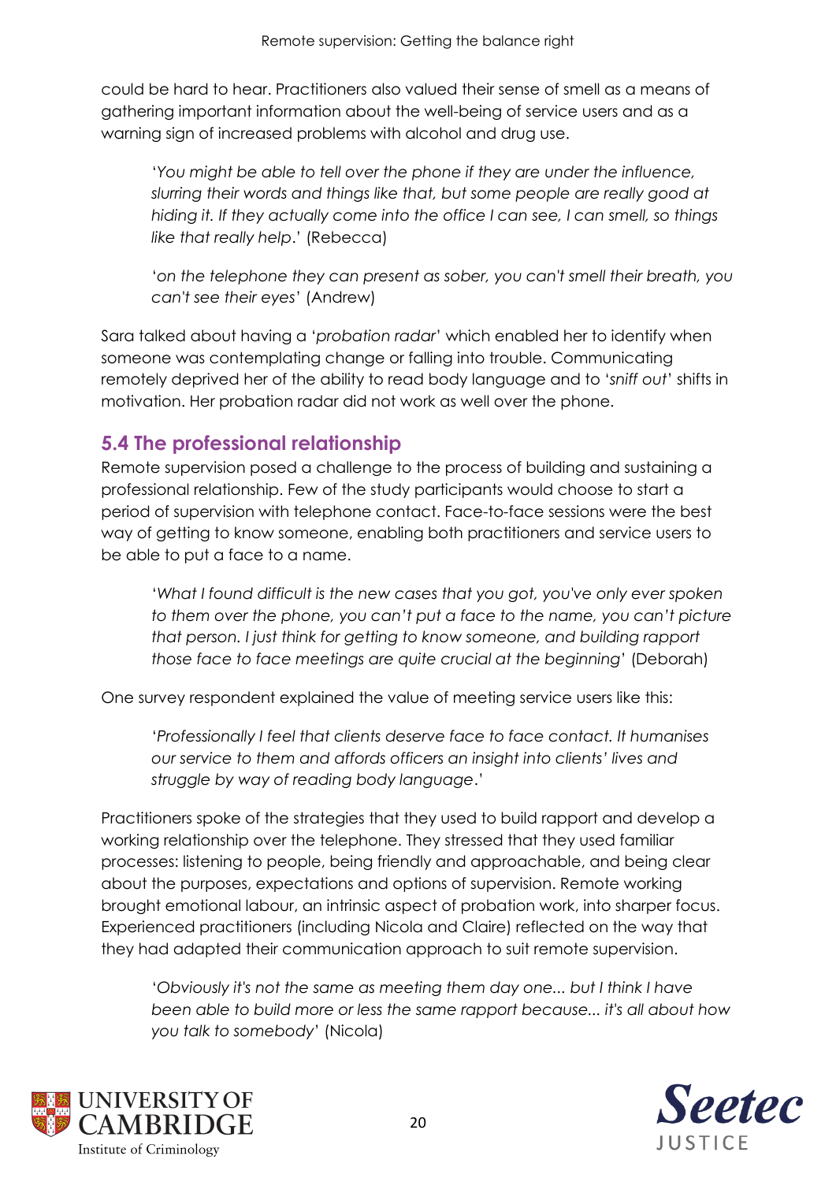could be hard to hear. Practitioners also valued their sense of smell as a means of gathering important information about the well-being of service users and as a warning sign of increased problems with alcohol and drug use.

> '*You might be able to tell over the phone if they are under the influence, slurring their words and things like that, but some people are really good at hiding it. If they actually come into the office I can see, I can smell, so things like that really help*.' (Rebecca)

> '*on the telephone they can present as sober, you can't smell their breath, you can't see their eyes*' (Andrew)

Sara talked about having a '*probation radar*' which enabled her to identify when someone was contemplating change or falling into trouble. Communicating remotely deprived her of the ability to read body language and to '*sniff out*' shifts in motivation. Her probation radar did not work as well over the phone.

## 5.4 The professional relationship

Remote supervision posed a challenge to the process of building and sustaining a professional relationship. Few of the study participants would choose to start a period of supervision with telephone contact. Face-to-face sessions were the best way of getting to know someone, enabling both practitioners and service users to be able to put a face to a name.

> '*What I found difficult is the new cases that you got, you've only ever spoken to them over the phone, you can't put a face to the name, you can't picture that person. I just think for getting to know someone, and building rapport those face to face meetings are quite crucial at the beginning*' (Deborah)

One survey respondent explained the value of meeting service users like this:

> '*Professionally I feel that clients deserve face to face contact. It humanises our service to them and affords officers an insight into clients' lives and struggle by way of reading body language*.'

Practitioners spoke of the strategies that they used to build rapport and develop a working relationship over the telephone. They stressed that they used familiar processes: listening to people, being friendly and approachable, and being clear about the purposes, expectations and options of supervision. Remote working brought emotional labour, an intrinsic aspect of probation work, into sharper focus. Experienced practitioners (including Nicola and Claire) reflected on the way that they had adapted their communication approach to suit remote supervision.

> '*Obviously it's not the same as meeting them day one... but I think I have been able to build more or less the same rapport because... it's all about how you talk to somebody*' (Nicola)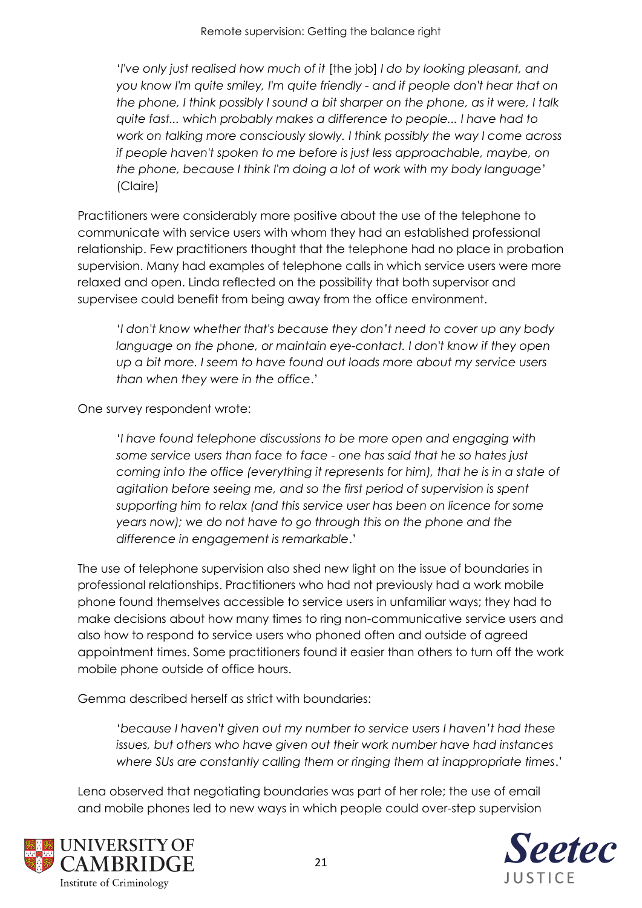> *'I've only just realised how much of it* [the job] *I do by looking pleasant, and you know I'm quite smiley, I'm quite friendly - and if people don't hear that on the phone, I think possibly I sound a bit sharper on the phone, as it were, I talk quite fast... which probably makes a difference to people... I have had to work on talking more consciously slowly. I think possibly the way I come across if people haven't spoken to me before is just less approachable, maybe, on the phone, because I think I'm doing a lot of work with my body language'* (Claire)

Practitioners were considerably more positive about the use of the telephone to communicate with service users with whom they had an established professional relationship. Few practitioners thought that the telephone had no place in probation supervision. Many had examples of telephone calls in which service users were more relaxed and open. Linda reflected on the possibility that both supervisor and supervisee could benefit from being away from the office environment.

> '*I don't know whether that's because they don't need to cover up any body language on the phone, or maintain eye-contact. I don't know if they open up a bit more. I seem to have found out loads more about my service users than when they were in the office*.'

One survey respondent wrote:

> '*I have found telephone discussions to be more open and engaging with some service users than face to face - one has said that he so hates just coming into the office (everything it represents for him), that he is in a state of agitation before seeing me, and so the first period of supervision is spent supporting him to relax (and this service user has been on licence for some years now); we do not have to go through this on the phone and the difference in engagement is remarkable*.'

The use of telephone supervision also shed new light on the issue of boundaries in professional relationships. Practitioners who had not previously had a work mobile phone found themselves accessible to service users in unfamiliar ways; they had to make decisions about how many times to ring non-communicative service users and also how to respond to service users who phoned often and outside of agreed appointment times. Some practitioners found it easier than others to turn off the work mobile phone outside of office hours.

Gemma described herself as strict with boundaries:

> '*because I haven't given out my number to service users I haven't had these issues, but others who have given out their work number have had instances where SUs are constantly calling them or ringing them at inappropriate times*.'

Lena observed that negotiating boundaries was part of her role; the use of email and mobile phones led to new ways in which people could over-step supervision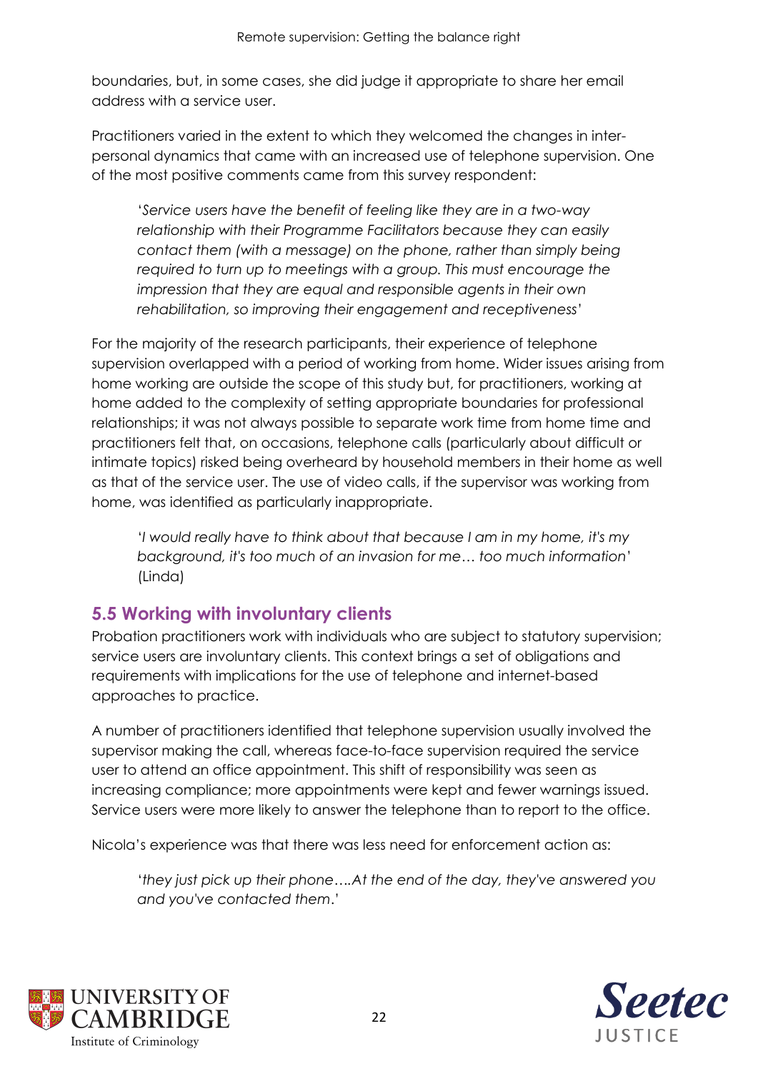boundaries, but, in some cases, she did judge it appropriate to share her email address with a service user.

Practitioners varied in the extent to which they welcomed the changes in inter-personal dynamics that came with an increased use of telephone supervision. One of the most positive comments came from this survey respondent:

> '*Service users have the benefit of feeling like they are in a two-way relationship with their Programme Facilitators because they can easily contact them (with a message) on the phone, rather than simply being required to turn up to meetings with a group. This must encourage the impression that they are equal and responsible agents in their own rehabilitation, so improving their engagement and receptiveness*'

For the majority of the research participants, their experience of telephone supervision overlapped with a period of working from home. Wider issues arising from home working are outside the scope of this study but, for practitioners, working at home added to the complexity of setting appropriate boundaries for professional relationships; it was not always possible to separate work time from home time and practitioners felt that, on occasions, telephone calls (particularly about difficult or intimate topics) risked being overheard by household members in their home as well as that of the service user. The use of video calls, if the supervisor was working from home, was identified as particularly inappropriate.

> '*I would really have to think about that because I am in my home, it's my background, it's too much of an invasion for me… too much information*' (Linda)

## 5.5 Working with involuntary clients

Probation practitioners work with individuals who are subject to statutory supervision; service users are involuntary clients. This context brings a set of obligations and requirements with implications for the use of telephone and internet-based approaches to practice.

A number of practitioners identified that telephone supervision usually involved the supervisor making the call, whereas face-to-face supervision required the service user to attend an office appointment. This shift of responsibility was seen as increasing compliance; more appointments were kept and fewer warnings issued. Service users were more likely to answer the telephone than to report to the office.

Nicola's experience was that there was less need for enforcement action as:

> '*they just pick up their phone….At the end of the day, they've answered you and you've contacted them*.'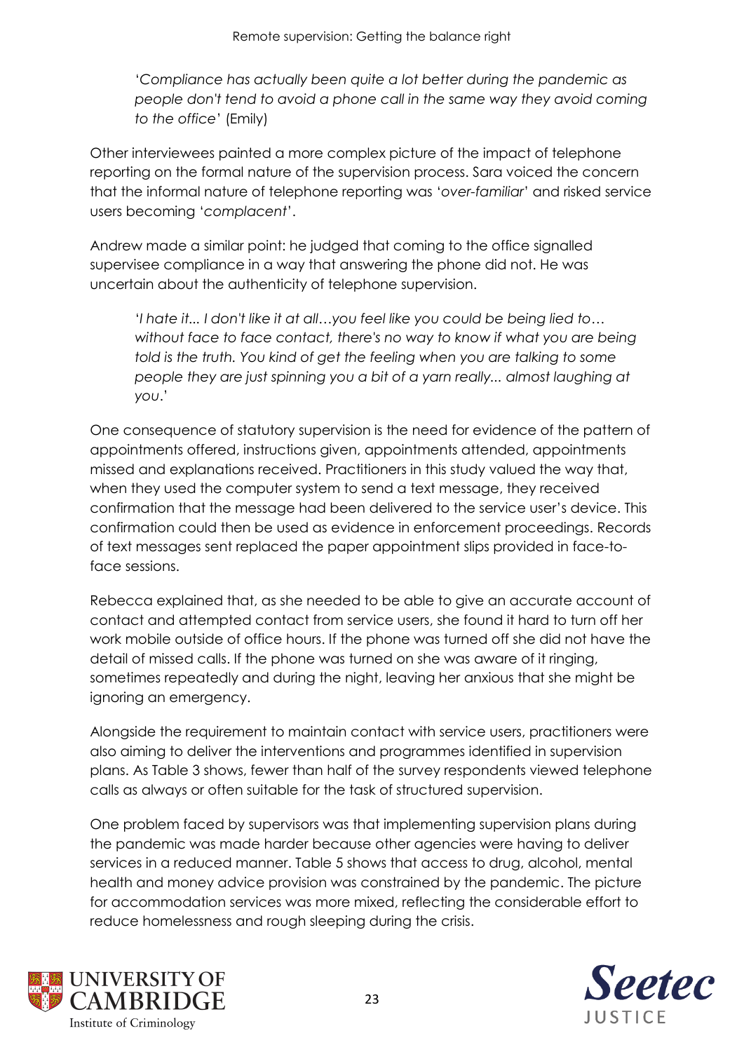> '*Compliance has actually been quite a lot better during the pandemic as people don't tend to avoid a phone call in the same way they avoid coming to the office*' (Emily)

Other interviewees painted a more complex picture of the impact of telephone reporting on the formal nature of the supervision process. Sara voiced the concern that the informal nature of telephone reporting was '*over-familiar*' and risked service users becoming '*complacent*'.

Andrew made a similar point: he judged that coming to the office signalled supervisee compliance in a way that answering the phone did not. He was uncertain about the authenticity of telephone supervision.

> '*I hate it... I don't like it at all…you feel like you could be being lied to… without face to face contact, there's no way to know if what you are being told is the truth. You kind of get the feeling when you are talking to some people they are just spinning you a bit of a yarn really... almost laughing at you*.'

One consequence of statutory supervision is the need for evidence of the pattern of appointments offered, instructions given, appointments attended, appointments missed and explanations received. Practitioners in this study valued the way that, when they used the computer system to send a text message, they received confirmation that the message had been delivered to the service user's device. This confirmation could then be used as evidence in enforcement proceedings. Records of text messages sent replaced the paper appointment slips provided in face-to-face sessions.

Rebecca explained that, as she needed to be able to give an accurate account of contact and attempted contact from service users, she found it hard to turn off her work mobile outside of office hours. If the phone was turned off she did not have the detail of missed calls. If the phone was turned on she was aware of it ringing, sometimes repeatedly and during the night, leaving her anxious that she might be ignoring an emergency.

Alongside the requirement to maintain contact with service users, practitioners were also aiming to deliver the interventions and programmes identified in supervision plans. As Table 3 shows, fewer than half of the survey respondents viewed telephone calls as always or often suitable for the task of structured supervision.

One problem faced by supervisors was that implementing supervision plans during the pandemic was made harder because other agencies were having to deliver services in a reduced manner. Table 5 shows that access to drug, alcohol, mental health and money advice provision was constrained by the pandemic. The picture for accommodation services was more mixed, reflecting the considerable effort to reduce homelessness and rough sleeping during the crisis.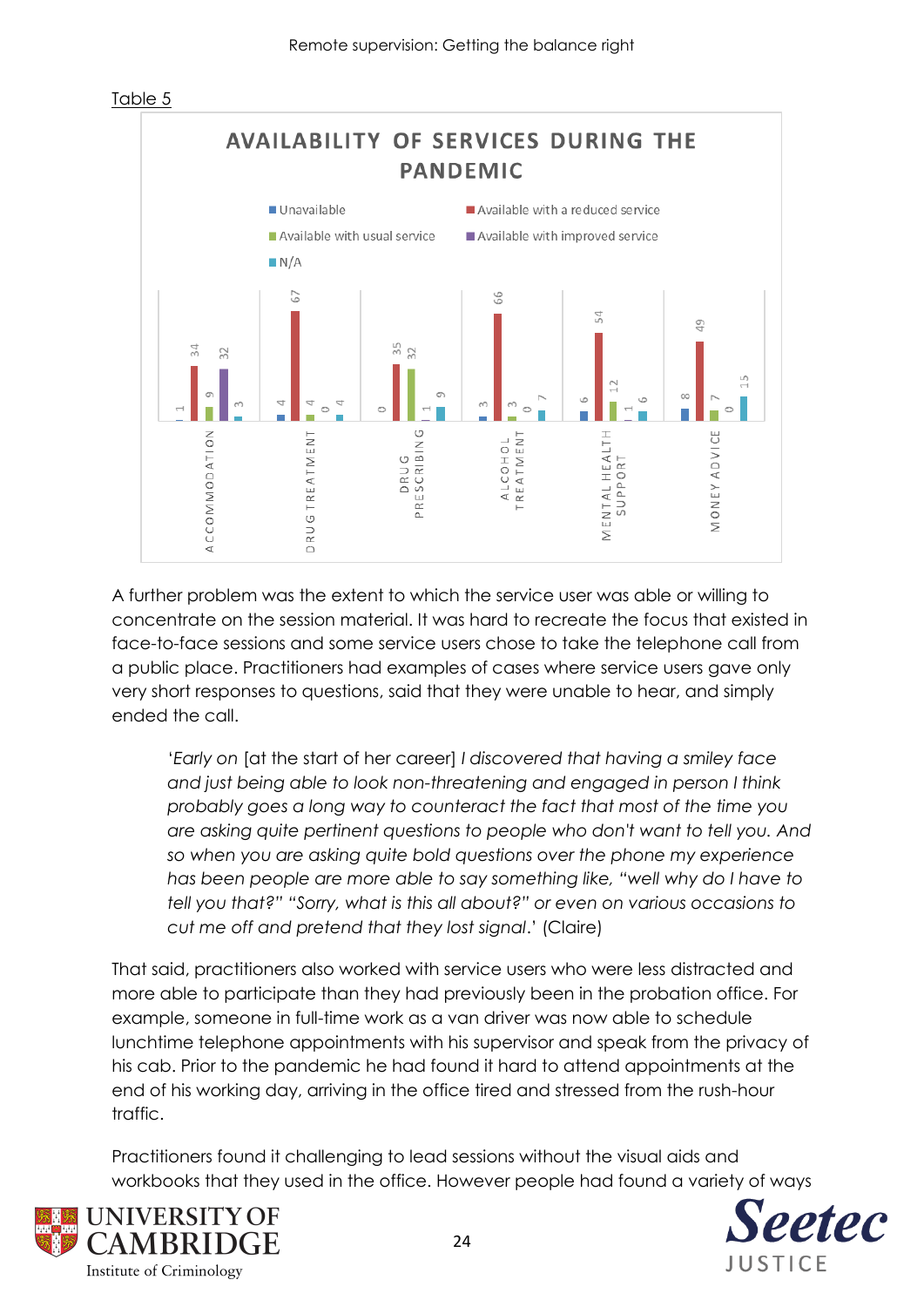Table 5

AVAILABILITY OF SERVICES DURING THE PANDEMIC

Unavailable
Available with a reduced service
Available with usual service
Available with improved service
N/A

ACCOMMODATION: 1, 34, 9, 32, 3
DRUG TREATMENT: 4, 67, 4, 0, 4
DRUG PRESCRIBING: 0, 35, 32, 1, 9
ALCOHOL TREATMENT: 3, 66, 3, 0, 7
MENTAL HEALTH SUPPORT: 6, 54, 12, 1, 6
MONEY ADVICE: 8, 49, 7, 0, 15

A further problem was the extent to which the service user was able or willing to concentrate on the session material. It was hard to recreate the focus that existed in face-to-face sessions and some service users chose to take the telephone call from a public place. Practitioners had examples of cases where service users gave only very short responses to questions, said that they were unable to hear, and simply ended the call.

> '*Early on* [at the start of her career] *I discovered that having a smiley face and just being able to look non-threatening and engaged in person I think probably goes a long way to counteract the fact that most of the time you are asking quite pertinent questions to people who don't want to tell you. And so when you are asking quite bold questions over the phone my experience has been people are more able to say something like, "well why do I have to tell you that?" "Sorry, what is this all about?" or even on various occasions to cut me off and pretend that they lost signal*.' (Claire)

That said, practitioners also worked with service users who were less distracted and more able to participate than they had previously been in the probation office. For example, someone in full-time work as a van driver was now able to schedule lunchtime telephone appointments with his supervisor and speak from the privacy of his cab. Prior to the pandemic he had found it hard to attend appointments at the end of his working day, arriving in the office tired and stressed from the rush-hour traffic.

Practitioners found it challenging to lead sessions without the visual aids and workbooks that they used in the office. However people had found a variety of ways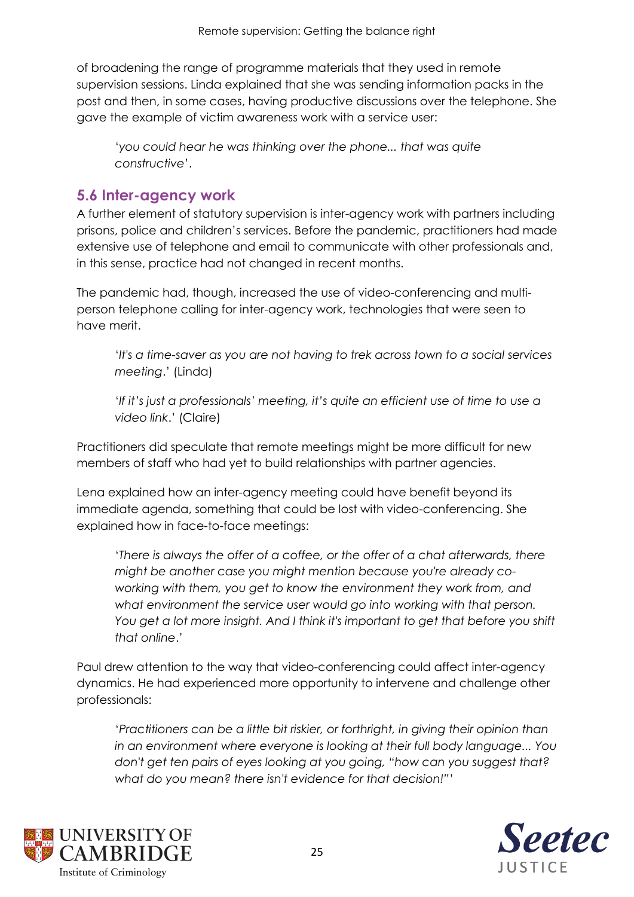of broadening the range of programme materials that they used in remote supervision sessions. Linda explained that she was sending information packs in the post and then, in some cases, having productive discussions over the telephone. She gave the example of victim awareness work with a service user:

> '*you could hear he was thinking over the phone... that was quite constructive*'.

## 5.6 Inter-agency work

A further element of statutory supervision is inter-agency work with partners including prisons, police and children's services. Before the pandemic, practitioners had made extensive use of telephone and email to communicate with other professionals and, in this sense, practice had not changed in recent months.

The pandemic had, though, increased the use of video-conferencing and multi-person telephone calling for inter-agency work, technologies that were seen to have merit.

> '*It's a time-saver as you are not having to trek across town to a social services meeting*.' (Linda)

> '*If it's just a professionals' meeting, it's quite an efficient use of time to use a video link*.' (Claire)

Practitioners did speculate that remote meetings might be more difficult for new members of staff who had yet to build relationships with partner agencies.

Lena explained how an inter-agency meeting could have benefit beyond its immediate agenda, something that could be lost with video-conferencing. She explained how in face-to-face meetings:

> '*There is always the offer of a coffee, or the offer of a chat afterwards, there might be another case you might mention because you're already co-working with them, you get to know the environment they work from, and what environment the service user would go into working with that person. You get a lot more insight. And I think it's important to get that before you shift that online*.'

Paul drew attention to the way that video-conferencing could affect inter-agency dynamics. He had experienced more opportunity to intervene and challenge other professionals:

> '*Practitioners can be a little bit riskier, or forthright, in giving their opinion than in an environment where everyone is looking at their full body language... You don't get ten pairs of eyes looking at you going, "how can you suggest that? what do you mean? there isn't evidence for that decision!"*'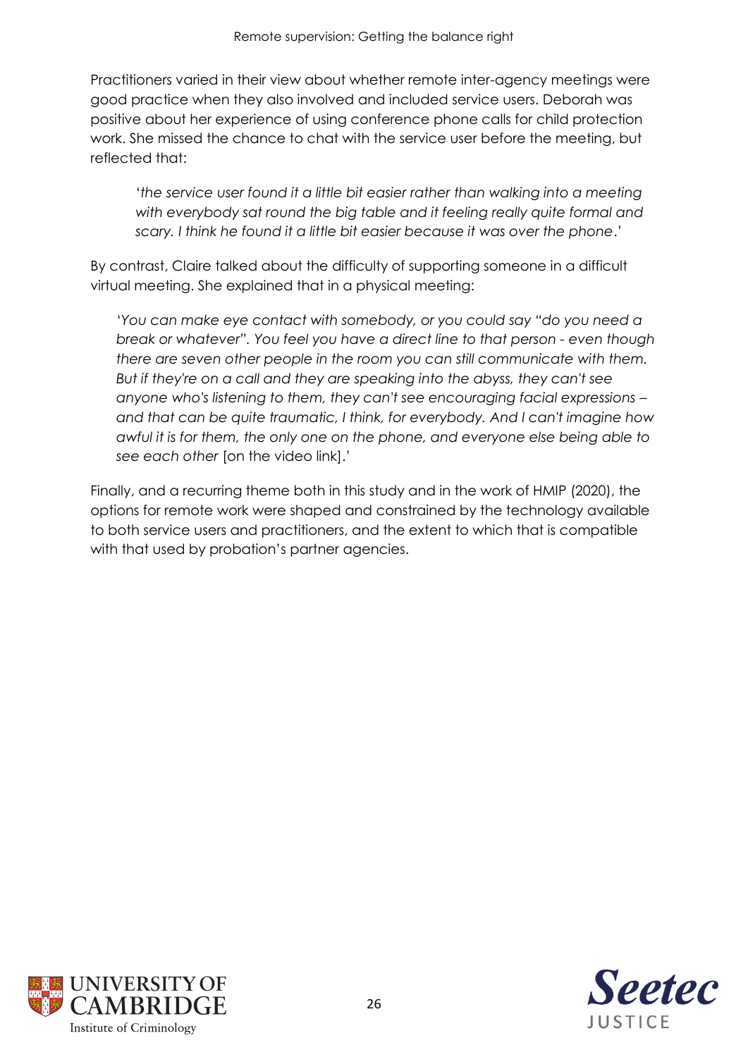Practitioners varied in their view about whether remote inter-agency meetings were good practice when they also involved and included service users. Deborah was positive about her experience of using conference phone calls for child protection work. She missed the chance to chat with the service user before the meeting, but reflected that:

> '*the service user found it a little bit easier rather than walking into a meeting with everybody sat round the big table and it feeling really quite formal and scary. I think he found it a little bit easier because it was over the phone*.'

By contrast, Claire talked about the difficulty of supporting someone in a difficult virtual meeting. She explained that in a physical meeting:

> *'You can make eye contact with somebody, or you could say "do you need a break or whatever". You feel you have a direct line to that person - even though there are seven other people in the room you can still communicate with them. But if they're on a call and they are speaking into the abyss, they can't see anyone who's listening to them, they can't see encouraging facial expressions – and that can be quite traumatic, I think, for everybody. And I can't imagine how awful it is for them, the only one on the phone, and everyone else being able to see each other* [on the video link].'

Finally, and a recurring theme both in this study and in the work of HMIP (2020), the options for remote work were shaped and constrained by the technology available to both service users and practitioners, and the extent to which that is compatible with that used by probation's partner agencies.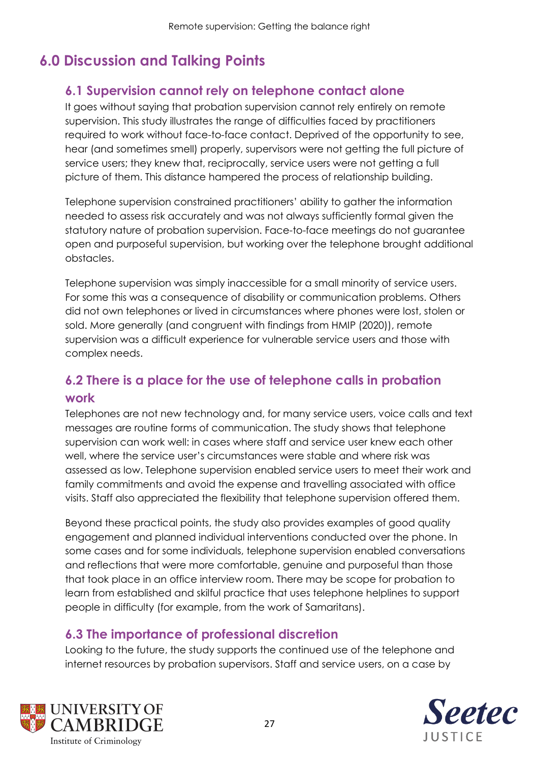## 6.0 Discussion and Talking Points

### 6.1 Supervision cannot rely on telephone contact alone

It goes without saying that probation supervision cannot rely entirely on remote supervision. This study illustrates the range of difficulties faced by practitioners required to work without face-to-face contact. Deprived of the opportunity to see, hear (and sometimes smell) properly, supervisors were not getting the full picture of service users; they knew that, reciprocally, service users were not getting a full picture of them. This distance hampered the process of relationship building.

Telephone supervision constrained practitioners' ability to gather the information needed to assess risk accurately and was not always sufficiently formal given the statutory nature of probation supervision. Face-to-face meetings do not guarantee open and purposeful supervision, but working over the telephone brought additional obstacles.

Telephone supervision was simply inaccessible for a small minority of service users. For some this was a consequence of disability or communication problems. Others did not own telephones or lived in circumstances where phones were lost, stolen or sold. More generally (and congruent with findings from HMIP (2020)), remote supervision was a difficult experience for vulnerable service users and those with complex needs.

### 6.2 There is a place for the use of telephone calls in probation work

Telephones are not new technology and, for many service users, voice calls and text messages are routine forms of communication. The study shows that telephone supervision can work well: in cases where staff and service user knew each other well, where the service user's circumstances were stable and where risk was assessed as low. Telephone supervision enabled service users to meet their work and family commitments and avoid the expense and travelling associated with office visits. Staff also appreciated the flexibility that telephone supervision offered them.

Beyond these practical points, the study also provides examples of good quality engagement and planned individual interventions conducted over the phone. In some cases and for some individuals, telephone supervision enabled conversations and reflections that were more comfortable, genuine and purposeful than those that took place in an office interview room. There may be scope for probation to learn from established and skilful practice that uses telephone helplines to support people in difficulty (for example, from the work of Samaritans).

### 6.3 The importance of professional discretion

Looking to the future, the study supports the continued use of the telephone and internet resources by probation supervisors. Staff and service users, on a case by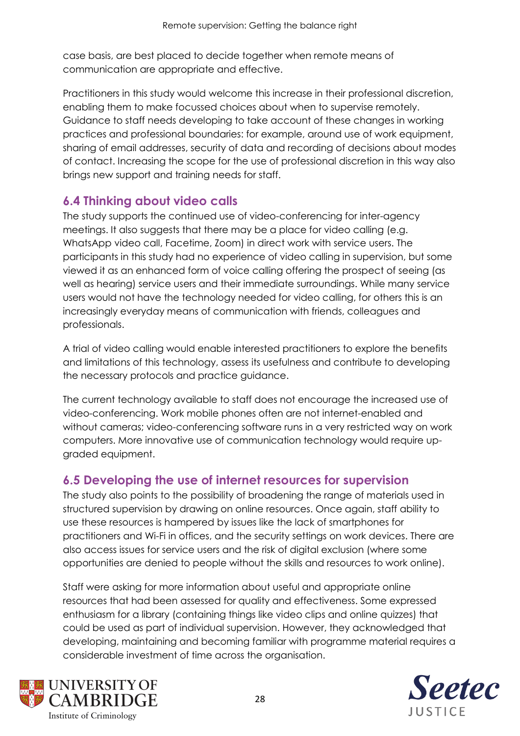case basis, are best placed to decide together when remote means of communication are appropriate and effective.

Practitioners in this study would welcome this increase in their professional discretion, enabling them to make focussed choices about when to supervise remotely. Guidance to staff needs developing to take account of these changes in working practices and professional boundaries: for example, around use of work equipment, sharing of email addresses, security of data and recording of decisions about modes of contact. Increasing the scope for the use of professional discretion in this way also brings new support and training needs for staff.

## 6.4 Thinking about video calls

The study supports the continued use of video-conferencing for inter-agency meetings. It also suggests that there may be a place for video calling (e.g. WhatsApp video call, Facetime, Zoom) in direct work with service users. The participants in this study had no experience of video calling in supervision, but some viewed it as an enhanced form of voice calling offering the prospect of seeing (as well as hearing) service users and their immediate surroundings. While many service users would not have the technology needed for video calling, for others this is an increasingly everyday means of communication with friends, colleagues and professionals.

A trial of video calling would enable interested practitioners to explore the benefits and limitations of this technology, assess its usefulness and contribute to developing the necessary protocols and practice guidance.

The current technology available to staff does not encourage the increased use of video-conferencing. Work mobile phones often are not internet-enabled and without cameras; video-conferencing software runs in a very restricted way on work computers. More innovative use of communication technology would require up-graded equipment.

## 6.5 Developing the use of internet resources for supervision

The study also points to the possibility of broadening the range of materials used in structured supervision by drawing on online resources. Once again, staff ability to use these resources is hampered by issues like the lack of smartphones for practitioners and Wi-Fi in offices, and the security settings on work devices. There are also access issues for service users and the risk of digital exclusion (where some opportunities are denied to people without the skills and resources to work online).

Staff were asking for more information about useful and appropriate online resources that had been assessed for quality and effectiveness. Some expressed enthusiasm for a library (containing things like video clips and online quizzes) that could be used as part of individual supervision. However, they acknowledged that developing, maintaining and becoming familiar with programme material requires a considerable investment of time across the organisation.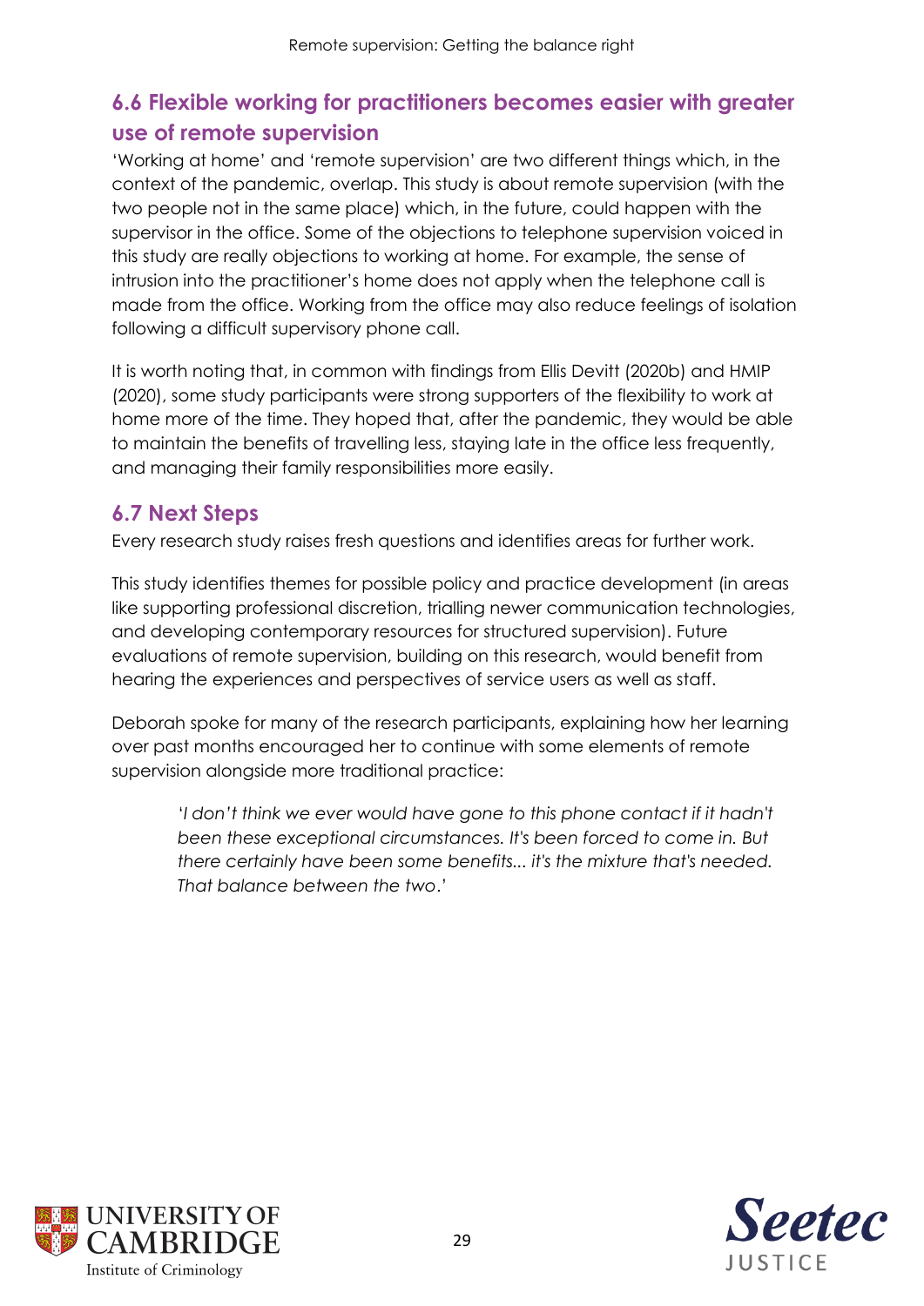## 6.6 Flexible working for practitioners becomes easier with greater use of remote supervision

'Working at home' and 'remote supervision' are two different things which, in the context of the pandemic, overlap. This study is about remote supervision (with the two people not in the same place) which, in the future, could happen with the supervisor in the office. Some of the objections to telephone supervision voiced in this study are really objections to working at home. For example, the sense of intrusion into the practitioner's home does not apply when the telephone call is made from the office. Working from the office may also reduce feelings of isolation following a difficult supervisory phone call.

It is worth noting that, in common with findings from Ellis Devitt (2020b) and HMIP (2020), some study participants were strong supporters of the flexibility to work at home more of the time. They hoped that, after the pandemic, they would be able to maintain the benefits of travelling less, staying late in the office less frequently, and managing their family responsibilities more easily.

## 6.7 Next Steps

Every research study raises fresh questions and identifies areas for further work.

This study identifies themes for possible policy and practice development (in areas like supporting professional discretion, trialling newer communication technologies, and developing contemporary resources for structured supervision). Future evaluations of remote supervision, building on this research, would benefit from hearing the experiences and perspectives of service users as well as staff.

Deborah spoke for many of the research participants, explaining how her learning over past months encouraged her to continue with some elements of remote supervision alongside more traditional practice:

> '*I don't think we ever would have gone to this phone contact if it hadn't been these exceptional circumstances. It's been forced to come in. But there certainly have been some benefits... it's the mixture that's needed. That balance between the two*.'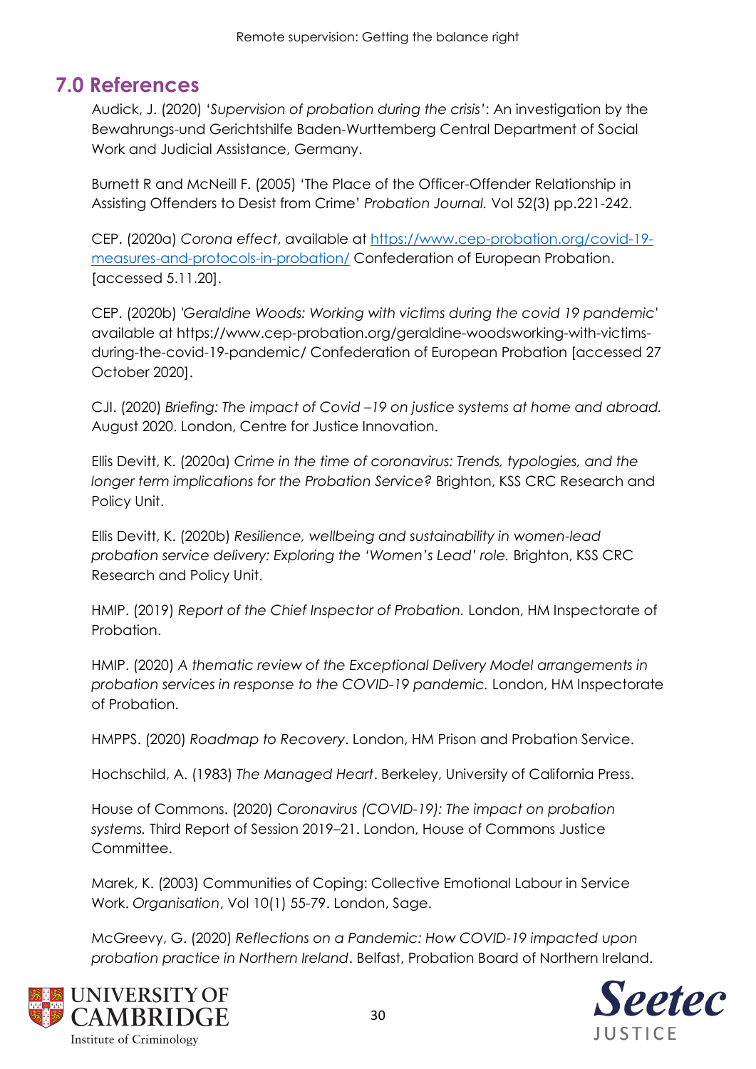## 7.0 References

Audick, J. (2020) '*Supervision of probation during the crisis*': An investigation by the Bewahrungs-und Gerichtshilfe Baden-Wurttemberg Central Department of Social Work and Judicial Assistance, Germany.

Burnett R and McNeill F. (2005) 'The Place of the Officer-Offender Relationship in Assisting Offenders to Desist from Crime' *Probation Journal.* Vol 52(3) pp.221-242.

CEP. (2020a) *Corona effect*, available at [https://www.cep-probation.org/covid-19-measures-and-protocols-in-probation/](https://www.cep-probation.org/covid-19-measures-and-protocols-in-probation/) Confederation of European Probation. [accessed 5.11.20].

CEP. (2020b) *'Geraldine Woods: Working with victims during the covid 19 pandemic'* available at https://www.cep-probation.org/geraldine-woodsworking-with-victims-during-the-covid-19-pandemic/ Confederation of European Probation [accessed 27 October 2020].

CJI. (2020) *Briefing: The impact of Covid –19 on justice systems at home and abroad.* August 2020. London, Centre for Justice Innovation.

Ellis Devitt, K. (2020a) *Crime in the time of coronavirus: Trends, typologies, and the longer term implications for the Probation Service?* Brighton, KSS CRC Research and Policy Unit.

Ellis Devitt, K. (2020b) *Resilience, wellbeing and sustainability in women-lead probation service delivery: Exploring the 'Women's Lead' role.* Brighton, KSS CRC Research and Policy Unit.

HMIP. (2019) *Report of the Chief Inspector of Probation.* London, HM Inspectorate of Probation.

HMIP. (2020) *A thematic review of the Exceptional Delivery Model arrangements in probation services in response to the COVID-19 pandemic.* London, HM Inspectorate of Probation.

HMPPS. (2020) *Roadmap to Recovery*. London, HM Prison and Probation Service.

Hochschild, A. (1983) *The Managed Heart*. Berkeley, University of California Press.

House of Commons. (2020) *Coronavirus (COVID-19): The impact on probation systems.* Third Report of Session 2019–21. London, House of Commons Justice Committee.

Marek, K. (2003) Communities of Coping: Collective Emotional Labour in Service Work. *Organisation*, Vol 10(1) 55-79. London, Sage.

McGreevy, G. (2020) *Reflections on a Pandemic: How COVID-19 impacted upon probation practice in Northern Ireland*. Belfast, Probation Board of Northern Ireland.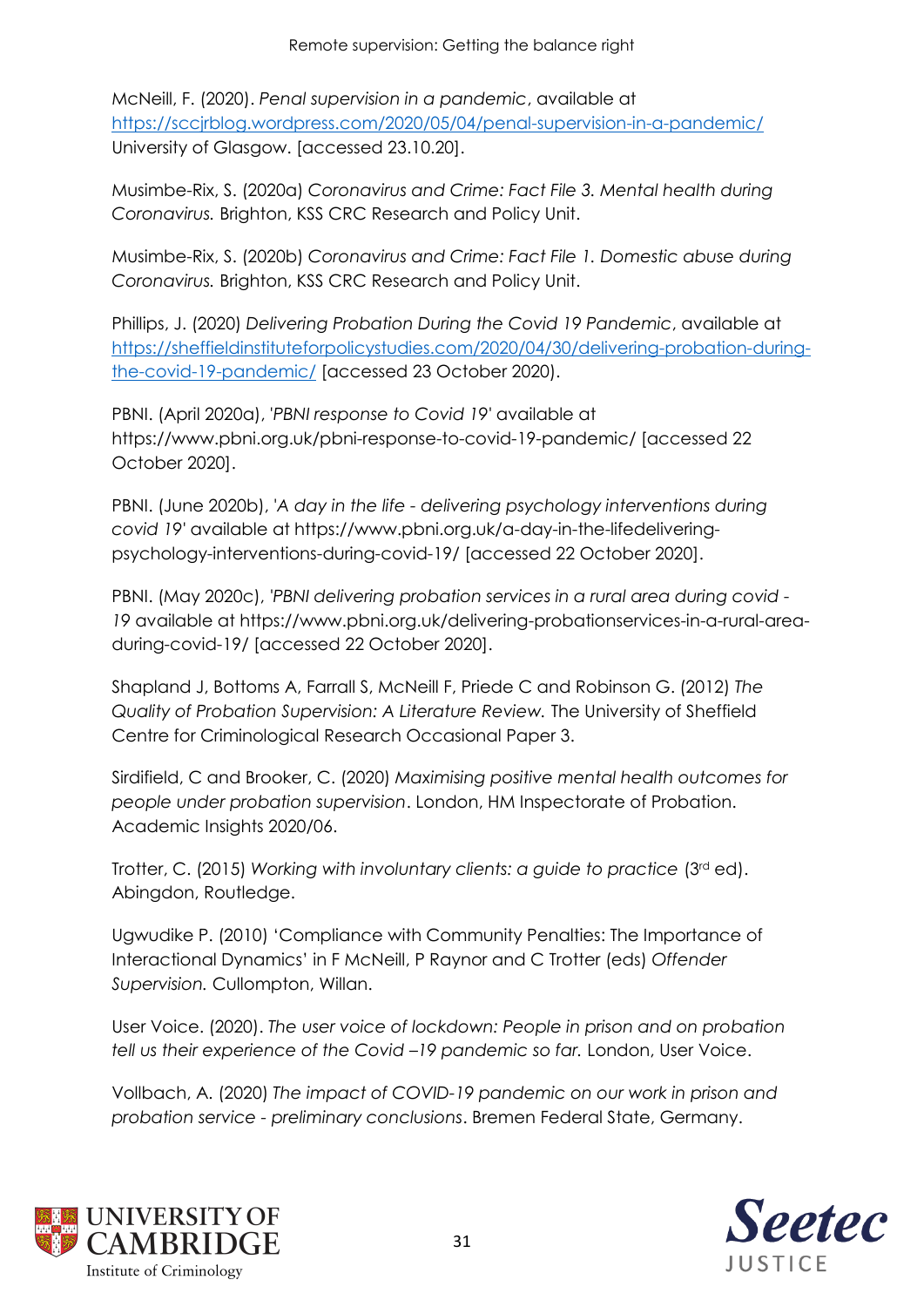McNeill, F. (2020). *Penal supervision in a pandemic*, available at https://sccjrblog.wordpress.com/2020/05/04/penal-supervision-in-a-pandemic/ University of Glasgow. [accessed 23.10.20].

Musimbe-Rix, S. (2020a) *Coronavirus and Crime: Fact File 3. Mental health during Coronavirus.* Brighton, KSS CRC Research and Policy Unit.

Musimbe-Rix, S. (2020b) *Coronavirus and Crime: Fact File 1. Domestic abuse during Coronavirus.* Brighton, KSS CRC Research and Policy Unit.

Phillips, J. (2020) *Delivering Probation During the Covid 19 Pandemic*, available at https://sheffieldinstituteforpolicystudies.com/2020/04/30/delivering-probation-during-the-covid-19-pandemic/ [accessed 23 October 2020).

PBNI. (April 2020a), '*PBNI response to Covid 19*' available at https://www.pbni.org.uk/pbni-response-to-covid-19-pandemic/ [accessed 22 October 2020].

PBNI. (June 2020b), '*A day in the life - delivering psychology interventions during covid 19*' available at https://www.pbni.org.uk/a-day-in-the-lifedelivering-psychology-interventions-during-covid-19/ [accessed 22 October 2020].

PBNI. (May 2020c), '*PBNI delivering probation services in a rural area during covid - 19* available at https://www.pbni.org.uk/delivering-probationservices-in-a-rural-area-during-covid-19/ [accessed 22 October 2020].

Shapland J, Bottoms A, Farrall S, McNeill F, Priede C and Robinson G. (2012) *The Quality of Probation Supervision: A Literature Review.* The University of Sheffield Centre for Criminological Research Occasional Paper 3.

Sirdifield, C and Brooker, C. (2020) *Maximising positive mental health outcomes for people under probation supervision*. London, HM Inspectorate of Probation. Academic Insights 2020/06.

Trotter, C. (2015) *Working with involuntary clients: a guide to practice* (3rd ed). Abingdon, Routledge.

Ugwudike P. (2010) 'Compliance with Community Penalties: The Importance of Interactional Dynamics' in F McNeill, P Raynor and C Trotter (eds) *Offender Supervision.* Cullompton, Willan.

User Voice. (2020). *The user voice of lockdown: People in prison and on probation tell us their experience of the Covid –19 pandemic so far.* London, User Voice.

Vollbach, A. (2020) *The impact of COVID-19 pandemic on our work in prison and probation service - preliminary conclusions*. Bremen Federal State, Germany.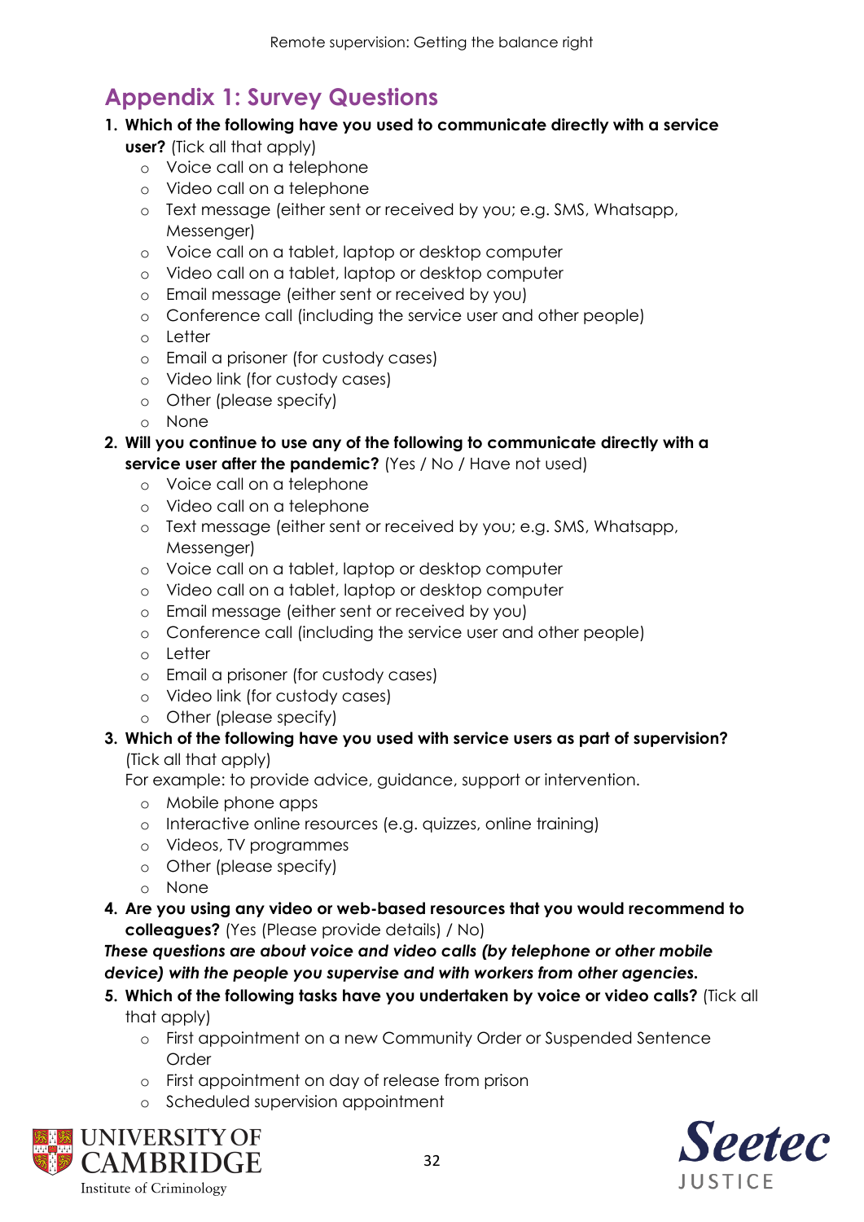## Appendix 1: Survey Questions

1. **Which of the following have you used to communicate directly with a service user?** (Tick all that apply)
    - Voice call on a telephone
    - Video call on a telephone
    - Text message (either sent or received by you; e.g. SMS, Whatsapp, Messenger)
    - Voice call on a tablet, laptop or desktop computer
    - Video call on a tablet, laptop or desktop computer
    - Email message (either sent or received by you)
    - Conference call (including the service user and other people)
    - Letter
    - Email a prisoner (for custody cases)
    - Video link (for custody cases)
    - Other (please specify)
    - None
2. **Will you continue to use any of the following to communicate directly with a service user after the pandemic?** (Yes / No / Have not used)
    - Voice call on a telephone
    - Video call on a telephone
    - Text message (either sent or received by you; e.g. SMS, Whatsapp, Messenger)
    - Voice call on a tablet, laptop or desktop computer
    - Video call on a tablet, laptop or desktop computer
    - Email message (either sent or received by you)
    - Conference call (including the service user and other people)
    - Letter
    - Email a prisoner (for custody cases)
    - Video link (for custody cases)
    - Other (please specify)
3. **Which of the following have you used with service users as part of supervision?** (Tick all that apply)
   For example: to provide advice, guidance, support or intervention.
    - Mobile phone apps
    - Interactive online resources (e.g. quizzes, online training)
    - Videos, TV programmes
    - Other (please specify)
    - None
4. **Are you using any video or web-based resources that you would recommend to colleagues?** (Yes (Please provide details) / No)

***These questions are about voice and video calls (by telephone or other mobile device) with the people you supervise and with workers from other agencies.***

5. **Which of the following tasks have you undertaken by voice or video calls?** (Tick all that apply)
    - First appointment on a new Community Order or Suspended Sentence Order
    - First appointment on day of release from prison
    - Scheduled supervision appointment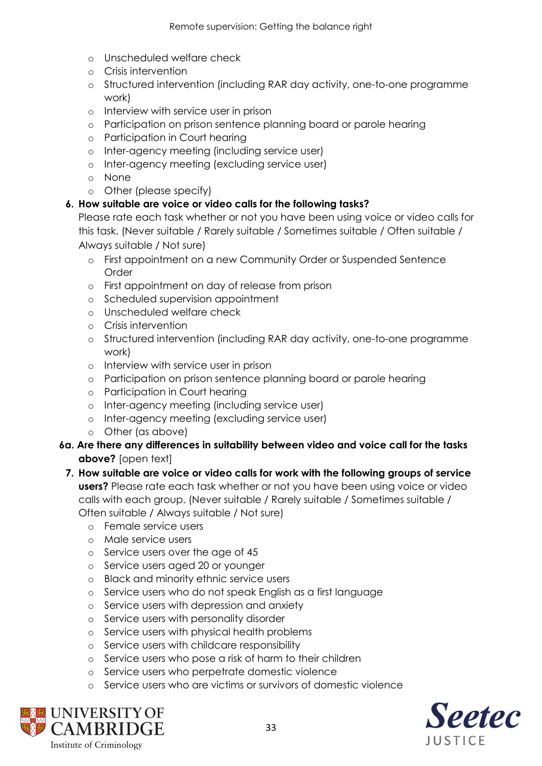- Unscheduled welfare check
- Crisis intervention
- Structured intervention (including RAR day activity, one-to-one programme work)
- Interview with service user in prison
- Participation on prison sentence planning board or parole hearing
- Participation in Court hearing
- Inter-agency meeting (including service user)
- Inter-agency meeting (excluding service user)
- None
- Other (please specify)

6. **How suitable are voice or video calls for the following tasks?**
   Please rate each task whether or not you have been using voice or video calls for this task. (Never suitable / Rarely suitable / Sometimes suitable / Often suitable / Always suitable / Not sure)
   - First appointment on a new Community Order or Suspended Sentence Order
   - First appointment on day of release from prison
   - Scheduled supervision appointment
   - Unscheduled welfare check
   - Crisis intervention
   - Structured intervention (including RAR day activity, one-to-one programme work)
   - Interview with service user in prison
   - Participation on prison sentence planning board or parole hearing
   - Participation in Court hearing
   - Inter-agency meeting (including service user)
   - Inter-agency meeting (excluding service user)
   - Other (as above)

**6a. Are there any differences in suitability between video and voice call for the tasks above?** [open text]

7. **How suitable are voice or video calls for work with the following groups of service users?** Please rate each task whether or not you have been using voice or video calls with each group. (Never suitable / Rarely suitable / Sometimes suitable / Often suitable / Always suitable / Not sure)
   - Female service users
   - Male service users
   - Service users over the age of 45
   - Service users aged 20 or younger
   - Black and minority ethnic service users
   - Service users who do not speak English as a first language
   - Service users with depression and anxiety
   - Service users with personality disorder
   - Service users with physical health problems
   - Service users with childcare responsibility
   - Service users who pose a risk of harm to their children
   - Service users who perpetrate domestic violence
   - Service users who are victims or survivors of domestic violence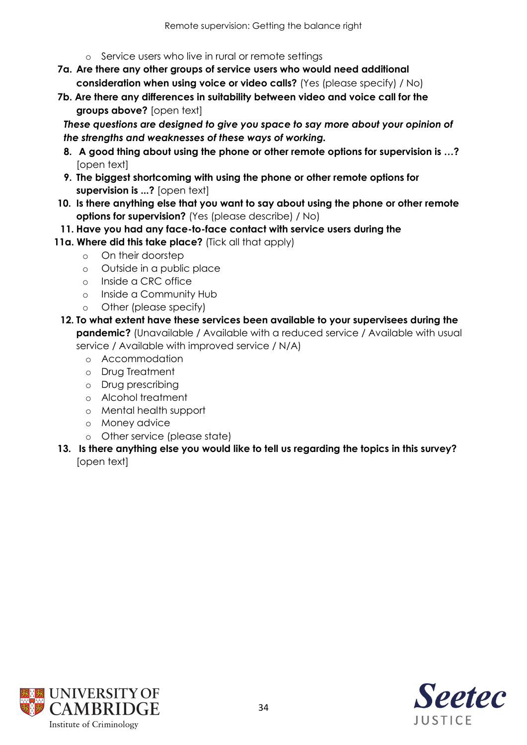- Service users who live in rural or remote settings

**7a. Are there any other groups of service users who would need additional consideration when using voice or video calls?** (Yes (please specify) / No)

**7b. Are there any differences in suitability between video and voice call for the groups above?** [open text]

***These questions are designed to give you space to say more about your opinion of the strengths and weaknesses of these ways of working.***

**8. A good thing about using the phone or other remote options for supervision is …?** [open text]

**9. The biggest shortcoming with using the phone or other remote options for supervision is ...?** [open text]

**10. Is there anything else that you want to say about using the phone or other remote options for supervision?** (Yes (please describe) / No)

**11. Have you had any face-to-face contact with service users during the**

**11a. Where did this take place?** (Tick all that apply)

- On their doorstep
- Outside in a public place
- Inside a CRC office
- Inside a Community Hub
- Other (please specify)

**12. To what extent have these services been available to your supervisees during the pandemic?** (Unavailable / Available with a reduced service / Available with usual service / Available with improved service / N/A)

- Accommodation
- Drug Treatment
- Drug prescribing
- Alcohol treatment
- Mental health support
- Money advice
- Other service (please state)

**13. Is there anything else you would like to tell us regarding the topics in this survey?** [open text]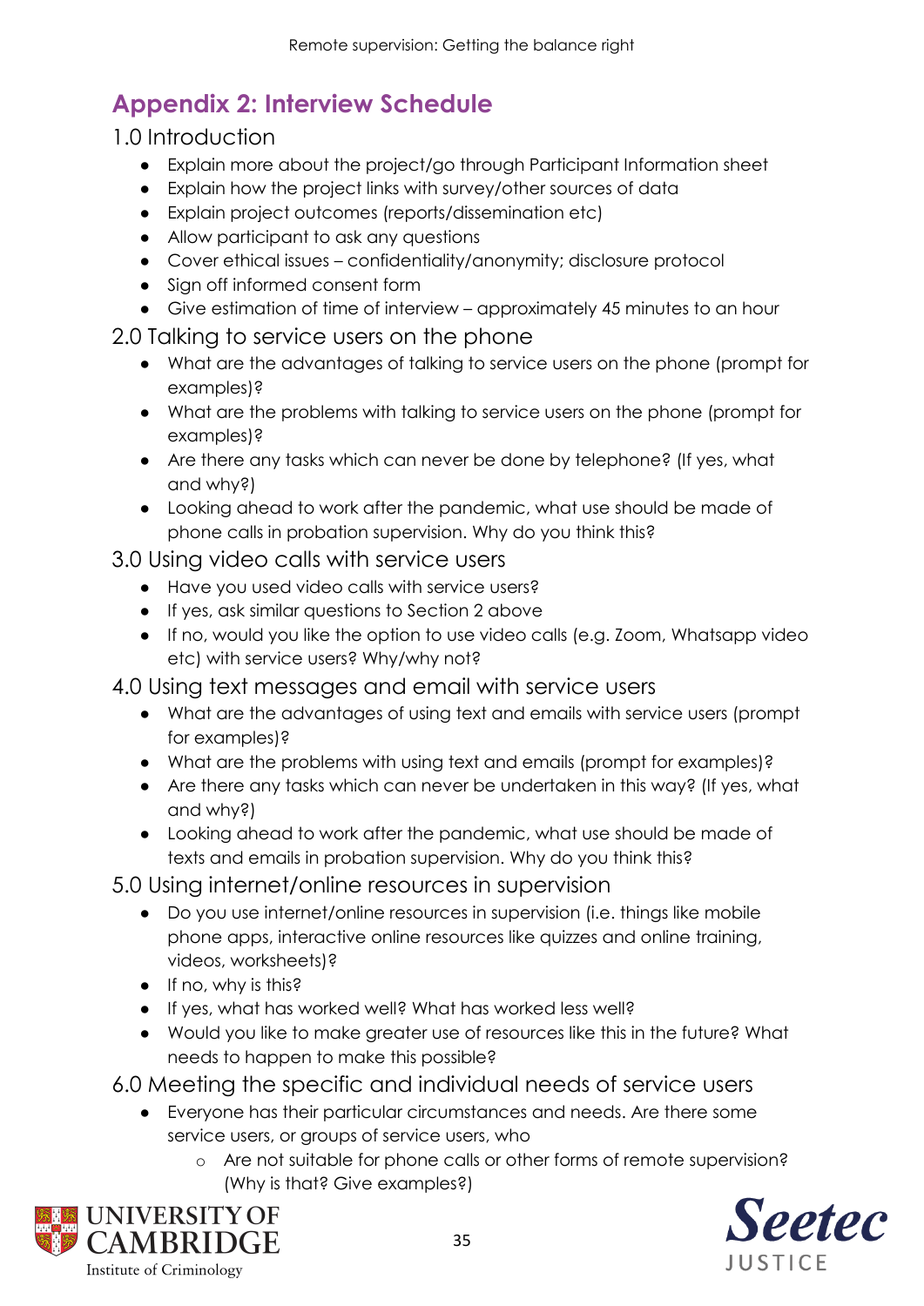## Appendix 2: Interview Schedule

### 1.0 Introduction

- Explain more about the project/go through Participant Information sheet
- Explain how the project links with survey/other sources of data
- Explain project outcomes (reports/dissemination etc)
- Allow participant to ask any questions
- Cover ethical issues – confidentiality/anonymity; disclosure protocol
- Sign off informed consent form
- Give estimation of time of interview – approximately 45 minutes to an hour

### 2.0 Talking to service users on the phone

- What are the advantages of talking to service users on the phone (prompt for examples)?
- What are the problems with talking to service users on the phone (prompt for examples)?
- Are there any tasks which can never be done by telephone? (If yes, what and why?)
- Looking ahead to work after the pandemic, what use should be made of phone calls in probation supervision. Why do you think this?

### 3.0 Using video calls with service users

- Have you used video calls with service users?
- If yes, ask similar questions to Section 2 above
- If no, would you like the option to use video calls (e.g. Zoom, Whatsapp video etc) with service users? Why/why not?

### 4.0 Using text messages and email with service users

- What are the advantages of using text and emails with service users (prompt for examples)?
- What are the problems with using text and emails (prompt for examples)?
- Are there any tasks which can never be undertaken in this way? (If yes, what and why?)
- Looking ahead to work after the pandemic, what use should be made of texts and emails in probation supervision. Why do you think this?

### 5.0 Using internet/online resources in supervision

- Do you use internet/online resources in supervision (i.e. things like mobile phone apps, interactive online resources like quizzes and online training, videos, worksheets)?
- If no, why is this?
- If yes, what has worked well? What has worked less well?
- Would you like to make greater use of resources like this in the future? What needs to happen to make this possible?

### 6.0 Meeting the specific and individual needs of service users

- Everyone has their particular circumstances and needs. Are there some service users, or groups of service users, who
  - Are not suitable for phone calls or other forms of remote supervision? (Why is that? Give examples?)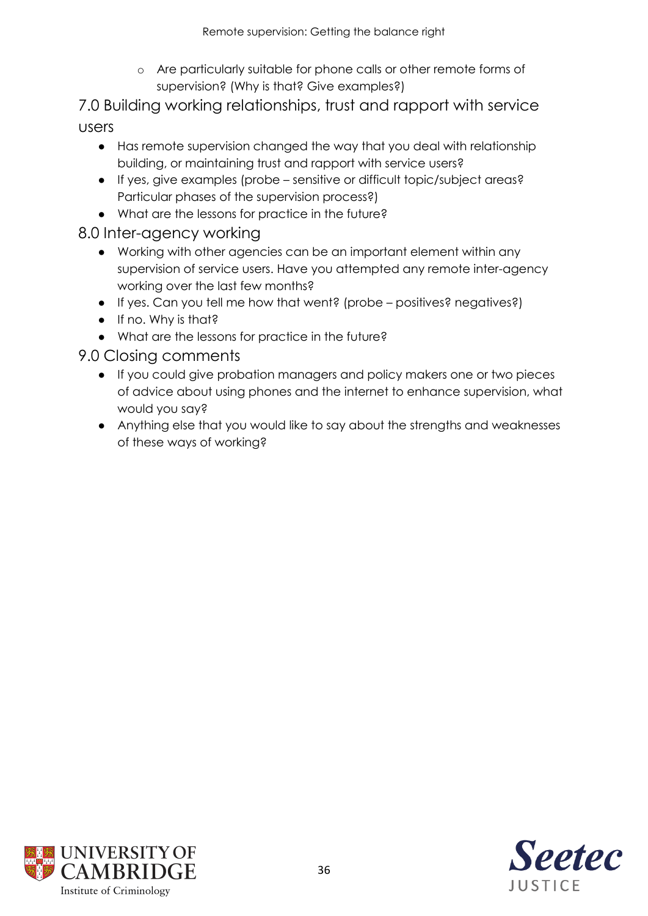- Are particularly suitable for phone calls or other remote forms of supervision? (Why is that? Give examples?)

## 7.0 Building working relationships, trust and rapport with service users

- Has remote supervision changed the way that you deal with relationship building, or maintaining trust and rapport with service users?
- If yes, give examples (probe – sensitive or difficult topic/subject areas? Particular phases of the supervision process?)
- What are the lessons for practice in the future?

## 8.0 Inter-agency working

- Working with other agencies can be an important element within any supervision of service users. Have you attempted any remote inter-agency working over the last few months?
- If yes. Can you tell me how that went? (probe – positives? negatives?)
- If no. Why is that?
- What are the lessons for practice in the future?

## 9.0 Closing comments

- If you could give probation managers and policy makers one or two pieces of advice about using phones and the internet to enhance supervision, what would you say?
- Anything else that you would like to say about the strengths and weaknesses of these ways of working?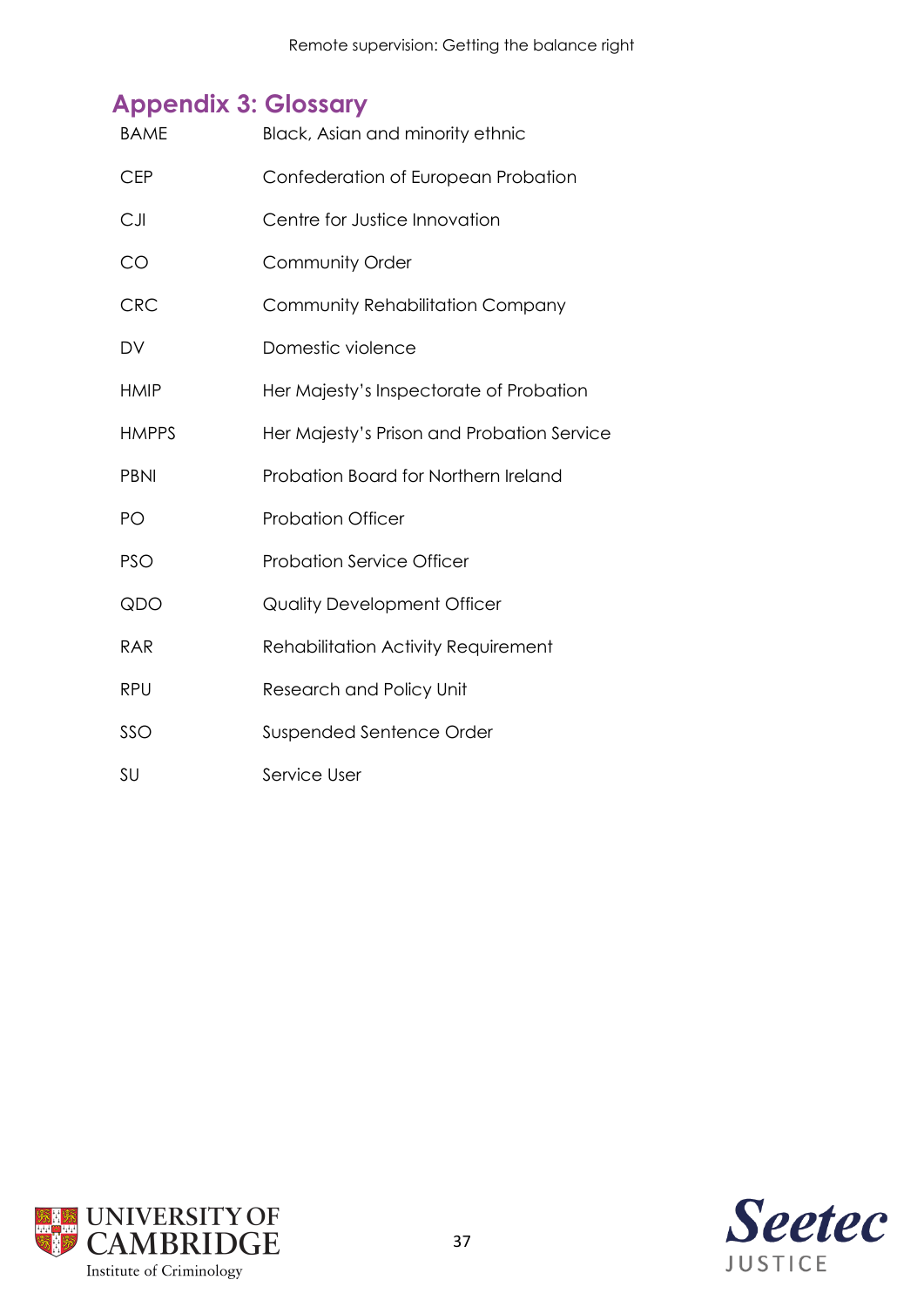## Appendix 3: Glossary

| | |
|---|---|
| BAME | Black, Asian and minority ethnic |
| CEP | Confederation of European Probation |
| CJI | Centre for Justice Innovation |
| CO | Community Order |
| CRC | Community Rehabilitation Company |
| DV | Domestic violence |
| HMIP | Her Majesty's Inspectorate of Probation |
| HMPPS | Her Majesty's Prison and Probation Service |
| PBNI | Probation Board for Northern Ireland |
| PO | Probation Officer |
| PSO | Probation Service Officer |
| QDO | Quality Development Officer |
| RAR | Rehabilitation Activity Requirement |
| RPU | Research and Policy Unit |
| SSO | Suspended Sentence Order |
| SU | Service User |